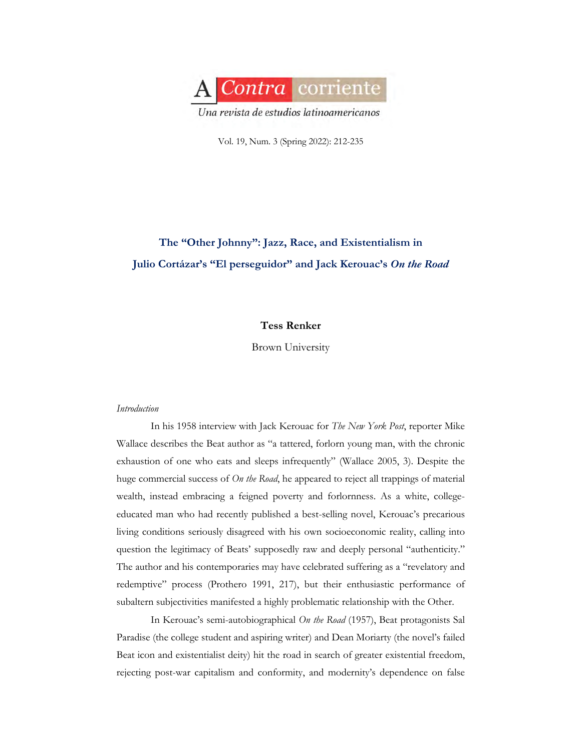# The "Other Johnny": Jazz, Race, and Existentialism in Julio Cortázar's "El perseguidor" and Jack Kerouac's *On the Road*

**Tess Renker**

Brown University

*Introduction*

In his 1958 interview with Jack Kerouac for *The New York Post*, reporter Mike Wallace describes the Beat author as "a tattered, forlorn young man, with the chronic exhaustion of one who eats and sleeps infrequently" (Wallace 2005, 3). Despite the huge commercial success of *On the Road*, he appeared to reject all trappings of material wealth, instead embracing a feigned poverty and forlornness. As a white, college-educated man who had recently published a best-selling novel, Kerouac's precarious living conditions seriously disagreed with his own socioeconomic reality, calling into question the legitimacy of Beats' supposedly raw and deeply personal "authenticity." The author and his contemporaries may have celebrated suffering as a "revelatory and redemptive" process (Prothero 1991, 217), but their enthusiastic performance of subaltern subjectivities manifested a highly problematic relationship with the Other.

In Kerouac's semi-autobiographical *On the Road* (1957), Beat protagonists Sal Paradise (the college student and aspiring writer) and Dean Moriarty (the novel's failed Beat icon and existentialist deity) hit the road in search of greater existential freedom, rejecting post-war capitalism and conformity, and modernity's dependence on false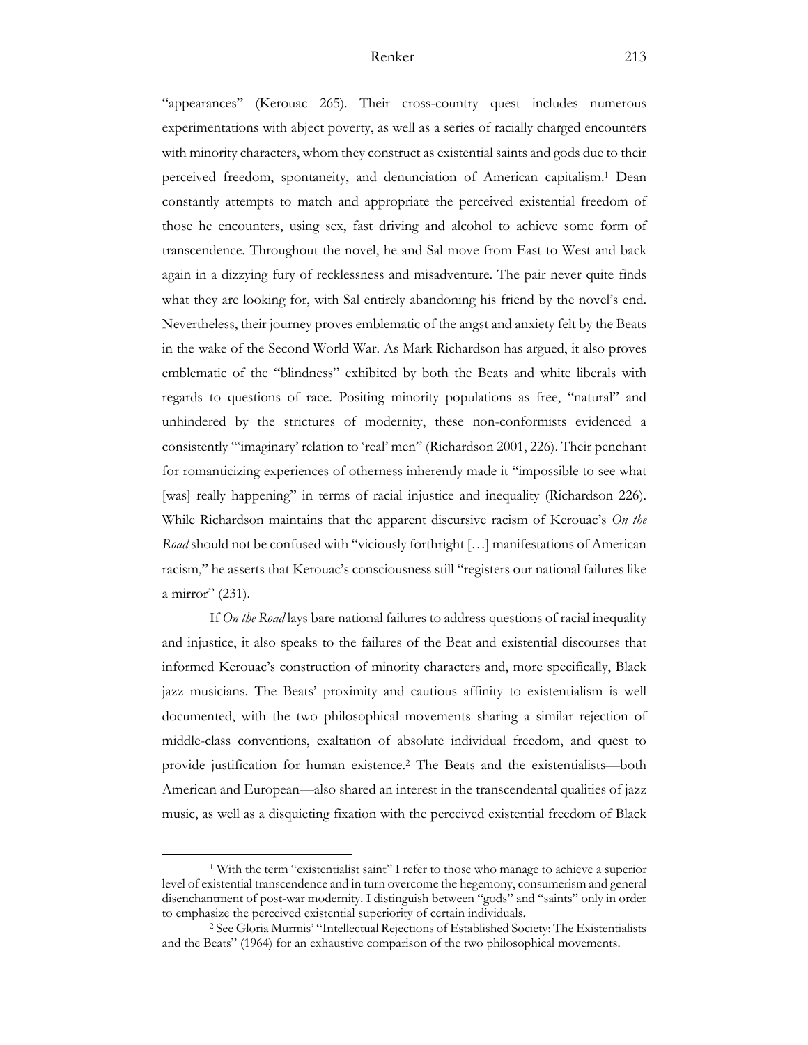"appearances" (Kerouac 265). Their cross-country quest includes numerous experimentations with abject poverty, as well as a series of racially charged encounters with minority characters, whom they construct as existential saints and gods due to their perceived freedom, spontaneity, and denunciation of American capitalism.[1] Dean constantly attempts to match and appropriate the perceived existential freedom of those he encounters, using sex, fast driving and alcohol to achieve some form of transcendence. Throughout the novel, he and Sal move from East to West and back again in a dizzying fury of recklessness and misadventure. The pair never quite finds what they are looking for, with Sal entirely abandoning his friend by the novel's end. Nevertheless, their journey proves emblematic of the angst and anxiety felt by the Beats in the wake of the Second World War. As Mark Richardson has argued, it also proves emblematic of the "blindness" exhibited by both the Beats and white liberals with regards to questions of race. Positing minority populations as free, "natural" and unhindered by the strictures of modernity, these non-conformists evidenced a consistently "'imaginary' relation to 'real' men" (Richardson 2001, 226). Their penchant for romanticizing experiences of otherness inherently made it "impossible to see what [was] really happening" in terms of racial injustice and inequality (Richardson 226). While Richardson maintains that the apparent discursive racism of Kerouac's *On the Road* should not be confused with "viciously forthright […] manifestations of American racism," he asserts that Kerouac's consciousness still "registers our national failures like a mirror" (231).

If *On the Road* lays bare national failures to address questions of racial inequality and injustice, it also speaks to the failures of the Beat and existential discourses that informed Kerouac's construction of minority characters and, more specifically, Black jazz musicians. The Beats' proximity and cautious affinity to existentialism is well documented, with the two philosophical movements sharing a similar rejection of middle-class conventions, exaltation of absolute individual freedom, and quest to provide justification for human existence.[2] The Beats and the existentialists—both American and European—also shared an interest in the transcendental qualities of jazz music, as well as a disquieting fixation with the perceived existential freedom of Black

---

[1] With the term "existentialist saint" I refer to those who manage to achieve a superior level of existential transcendence and in turn overcome the hegemony, consumerism and general disenchantment of post-war modernity. I distinguish between "gods" and "saints" only in order to emphasize the perceived existential superiority of certain individuals.

[2] See Gloria Murmis' "Intellectual Rejections of Established Society: The Existentialists and the Beats" (1964) for an exhaustive comparison of the two philosophical movements.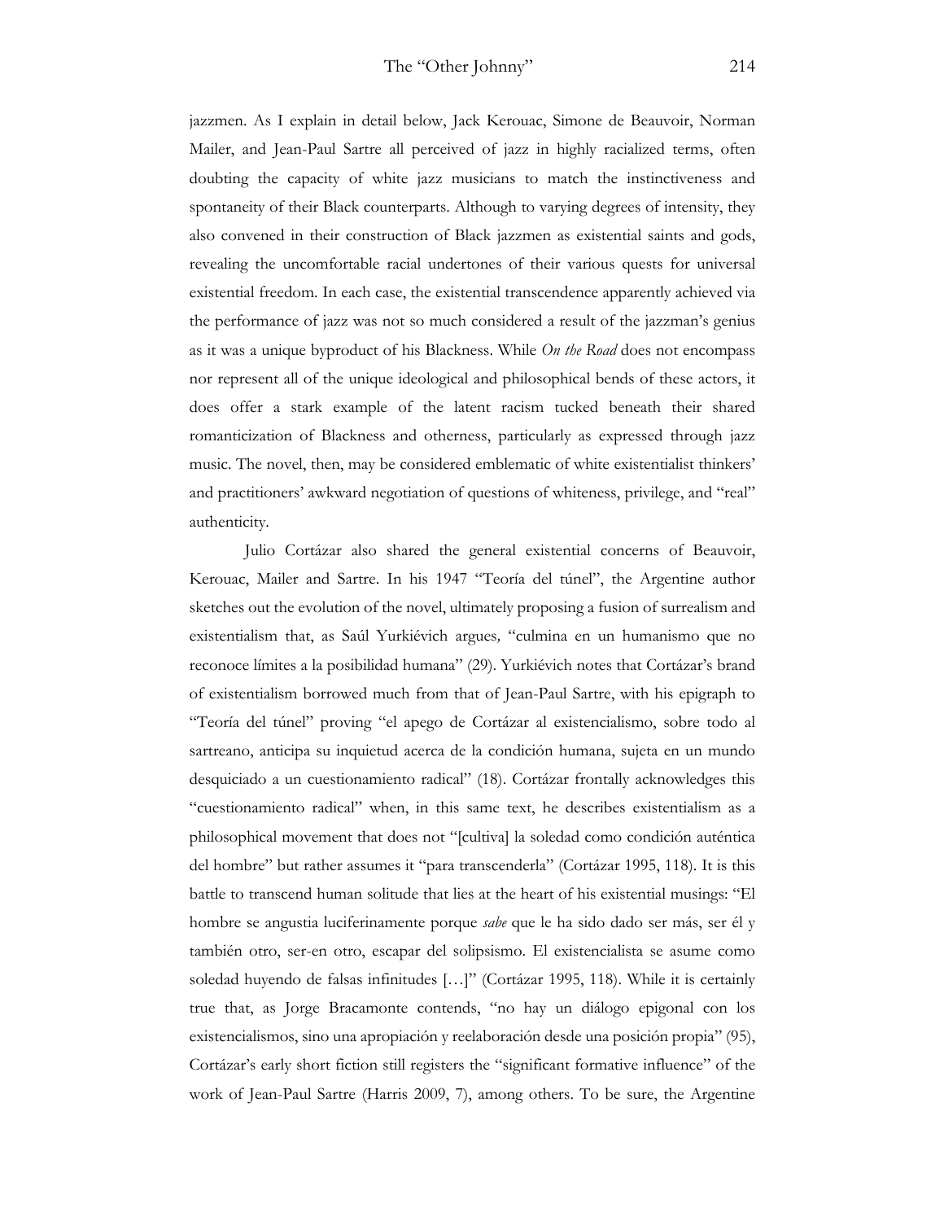jazzmen. As I explain in detail below, Jack Kerouac, Simone de Beauvoir, Norman Mailer, and Jean-Paul Sartre all perceived of jazz in highly racialized terms, often doubting the capacity of white jazz musicians to match the instinctiveness and spontaneity of their Black counterparts. Although to varying degrees of intensity, they also convened in their construction of Black jazzmen as existential saints and gods, revealing the uncomfortable racial undertones of their various quests for universal existential freedom. In each case, the existential transcendence apparently achieved via the performance of jazz was not so much considered a result of the jazzman's genius as it was a unique byproduct of his Blackness. While *On the Road* does not encompass nor represent all of the unique ideological and philosophical bends of these actors, it does offer a stark example of the latent racism tucked beneath their shared romanticization of Blackness and otherness, particularly as expressed through jazz music. The novel, then, may be considered emblematic of white existentialist thinkers' and practitioners' awkward negotiation of questions of whiteness, privilege, and "real" authenticity.

Julio Cortázar also shared the general existential concerns of Beauvoir, Kerouac, Mailer and Sartre. In his 1947 "Teoría del túnel", the Argentine author sketches out the evolution of the novel, ultimately proposing a fusion of surrealism and existentialism that, as Saúl Yurkiévich argues, "culmina en un humanismo que no reconoce límites a la posibilidad humana" (29). Yurkiévich notes that Cortázar's brand of existentialism borrowed much from that of Jean-Paul Sartre, with his epigraph to "Teoría del túnel" proving "el apego de Cortázar al existencialismo, sobre todo al sartreano, anticipa su inquietud acerca de la condición humana, sujeta en un mundo desquiciado a un cuestionamiento radical" (18). Cortázar frontally acknowledges this "cuestionamiento radical" when, in this same text, he describes existentialism as a philosophical movement that does not "[cultiva] la soledad como condición auténtica del hombre" but rather assumes it "para transcenderla" (Cortázar 1995, 118). It is this battle to transcend human solitude that lies at the heart of his existential musings: "El hombre se angustia luciferinamente porque *sabe* que le ha sido dado ser más, ser él y también otro, ser-en otro, escapar del solipsismo. El existencialista se asume como soledad huyendo de falsas infinitudes […]" (Cortázar 1995, 118). While it is certainly true that, as Jorge Bracamonte contends, "no hay un diálogo epigonal con los existencialismos, sino una apropiación y reelaboración desde una posición propia" (95), Cortázar's early short fiction still registers the "significant formative influence" of the work of Jean-Paul Sartre (Harris 2009, 7), among others. To be sure, the Argentine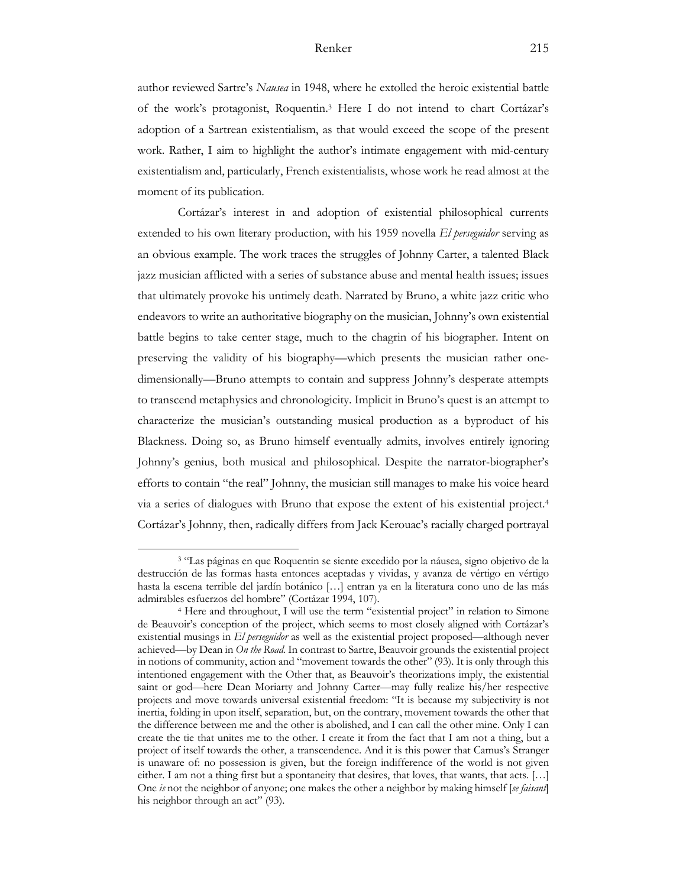author reviewed Sartre's *Nausea* in 1948, where he extolled the heroic existential battle of the work's protagonist, Roquentin.[3] Here I do not intend to chart Cortázar's adoption of a Sartrean existentialism, as that would exceed the scope of the present work. Rather, I aim to highlight the author's intimate engagement with mid-century existentialism and, particularly, French existentialists, whose work he read almost at the moment of its publication.

Cortázar's interest in and adoption of existential philosophical currents extended to his own literary production, with his 1959 novella *El perseguidor* serving as an obvious example. The work traces the struggles of Johnny Carter, a talented Black jazz musician afflicted with a series of substance abuse and mental health issues; issues that ultimately provoke his untimely death. Narrated by Bruno, a white jazz critic who endeavors to write an authoritative biography on the musician, Johnny's own existential battle begins to take center stage, much to the chagrin of his biographer. Intent on preserving the validity of his biography—which presents the musician rather one-dimensionally—Bruno attempts to contain and suppress Johnny's desperate attempts to transcend metaphysics and chronologicity. Implicit in Bruno's quest is an attempt to characterize the musician's outstanding musical production as a byproduct of his Blackness. Doing so, as Bruno himself eventually admits, involves entirely ignoring Johnny's genius, both musical and philosophical. Despite the narrator-biographer's efforts to contain "the real" Johnny, the musician still manages to make his voice heard via a series of dialogues with Bruno that expose the extent of his existential project.[4] Cortázar's Johnny, then, radically differs from Jack Kerouac's racially charged portrayal

---

[3] "Las páginas en que Roquentin se siente excedido por la náusea, signo objetivo de la destrucción de las formas hasta entonces aceptadas y vividas, y avanza de vértigo en vértigo hasta la escena terrible del jardín botánico […] entran ya en la literatura cono uno de las más admirables esfuerzos del hombre" (Cortázar 1994, 107).

[4] Here and throughout, I will use the term "existential project" in relation to Simone de Beauvoir's conception of the project, which seems to most closely aligned with Cortázar's existential musings in *El perseguidor* as well as the existential project proposed—although never achieved—by Dean in *On the Road*. In contrast to Sartre, Beauvoir grounds the existential project in notions of community, action and "movement towards the other" (93). It is only through this intentioned engagement with the Other that, as Beauvoir's theorizations imply, the existential saint or god—here Dean Moriarty and Johnny Carter—may fully realize his/her respective projects and move towards universal existential freedom: "It is because my subjectivity is not inertia, folding in upon itself, separation, but, on the contrary, movement towards the other that the difference between me and the other is abolished, and I can call the other mine. Only I can create the tie that unites me to the other. I create it from the fact that I am not a thing, but a project of itself towards the other, a transcendence. And it is this power that Camus's Stranger is unaware of: no possession is given, but the foreign indifference of the world is not given either. I am not a thing first but a spontaneity that desires, that loves, that wants, that acts. […] One *is* not the neighbor of anyone; one makes the other a neighbor by making himself [*se faisant*] his neighbor through an act" (93).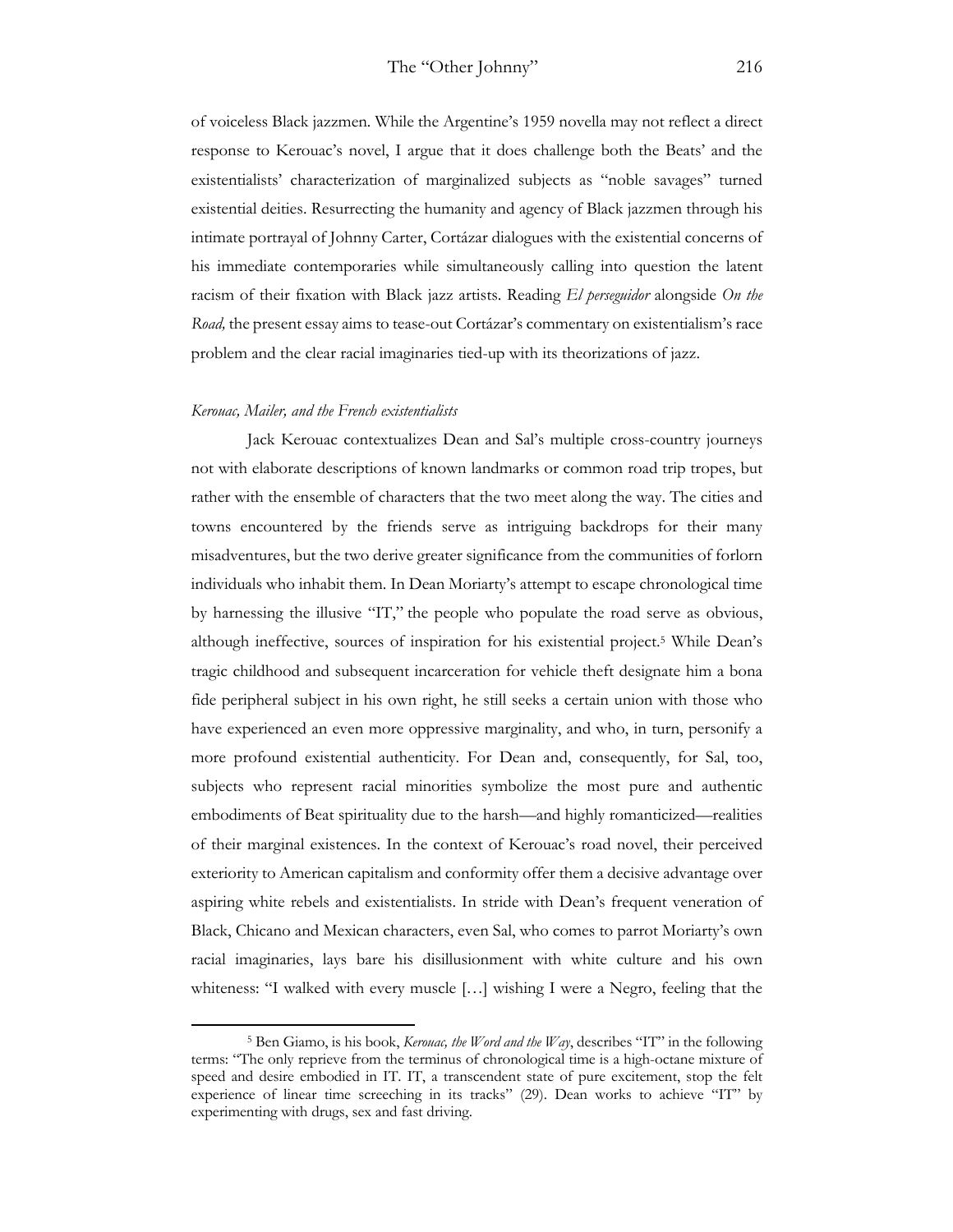of voiceless Black jazzmen. While the Argentine's 1959 novella may not reflect a direct response to Kerouac's novel, I argue that it does challenge both the Beats' and the existentialists' characterization of marginalized subjects as "noble savages" turned existential deities. Resurrecting the humanity and agency of Black jazzmen through his intimate portrayal of Johnny Carter, Cortázar dialogues with the existential concerns of his immediate contemporaries while simultaneously calling into question the latent racism of their fixation with Black jazz artists. Reading *El perseguidor* alongside *On the Road,* the present essay aims to tease-out Cortázar's commentary on existentialism's race problem and the clear racial imaginaries tied-up with its theorizations of jazz.

*Kerouac, Mailer, and the French existentialists*

Jack Kerouac contextualizes Dean and Sal's multiple cross-country journeys not with elaborate descriptions of known landmarks or common road trip tropes, but rather with the ensemble of characters that the two meet along the way. The cities and towns encountered by the friends serve as intriguing backdrops for their many misadventures, but the two derive greater significance from the communities of forlorn individuals who inhabit them. In Dean Moriarty's attempt to escape chronological time by harnessing the illusive "IT," the people who populate the road serve as obvious, although ineffective, sources of inspiration for his existential project.[5] While Dean's tragic childhood and subsequent incarceration for vehicle theft designate him a bona fide peripheral subject in his own right, he still seeks a certain union with those who have experienced an even more oppressive marginality, and who, in turn, personify a more profound existential authenticity. For Dean and, consequently, for Sal, too, subjects who represent racial minorities symbolize the most pure and authentic embodiments of Beat spirituality due to the harsh—and highly romanticized—realities of their marginal existences. In the context of Kerouac's road novel, their perceived exteriority to American capitalism and conformity offer them a decisive advantage over aspiring white rebels and existentialists. In stride with Dean's frequent veneration of Black, Chicano and Mexican characters, even Sal, who comes to parrot Moriarty's own racial imaginaries, lays bare his disillusionment with white culture and his own whiteness: "I walked with every muscle […] wishing I were a Negro, feeling that the

---

[5] Ben Giamo, is his book, *Kerouac, the Word and the Way*, describes "IT" in the following terms: "The only reprieve from the terminus of chronological time is a high-octane mixture of speed and desire embodied in IT. IT, a transcendent state of pure excitement, stop the felt experience of linear time screeching in its tracks" (29). Dean works to achieve "IT" by experimenting with drugs, sex and fast driving.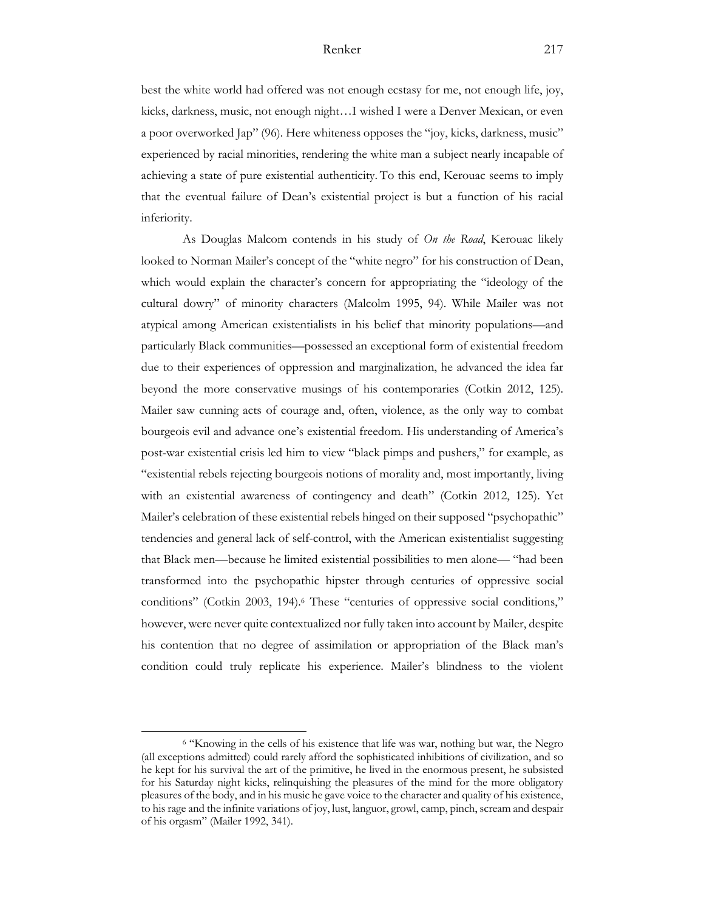best the white world had offered was not enough ecstasy for me, not enough life, joy, kicks, darkness, music, not enough night…I wished I were a Denver Mexican, or even a poor overworked Jap" (96). Here whiteness opposes the "joy, kicks, darkness, music" experienced by racial minorities, rendering the white man a subject nearly incapable of achieving a state of pure existential authenticity. To this end, Kerouac seems to imply that the eventual failure of Dean's existential project is but a function of his racial inferiority.

As Douglas Malcom contends in his study of *On the Road*, Kerouac likely looked to Norman Mailer's concept of the "white negro" for his construction of Dean, which would explain the character's concern for appropriating the "ideology of the cultural dowry" of minority characters (Malcolm 1995, 94). While Mailer was not atypical among American existentialists in his belief that minority populations—and particularly Black communities—possessed an exceptional form of existential freedom due to their experiences of oppression and marginalization, he advanced the idea far beyond the more conservative musings of his contemporaries (Cotkin 2012, 125). Mailer saw cunning acts of courage and, often, violence, as the only way to combat bourgeois evil and advance one's existential freedom. His understanding of America's post-war existential crisis led him to view "black pimps and pushers," for example, as "existential rebels rejecting bourgeois notions of morality and, most importantly, living with an existential awareness of contingency and death" (Cotkin 2012, 125). Yet Mailer's celebration of these existential rebels hinged on their supposed "psychopathic" tendencies and general lack of self-control, with the American existentialist suggesting that Black men—because he limited existential possibilities to men alone— "had been transformed into the psychopathic hipster through centuries of oppressive social conditions" (Cotkin 2003, 194).[6] These "centuries of oppressive social conditions," however, were never quite contextualized nor fully taken into account by Mailer, despite his contention that no degree of assimilation or appropriation of the Black man's condition could truly replicate his experience. Mailer's blindness to the violent

[6] "Knowing in the cells of his existence that life was war, nothing but war, the Negro (all exceptions admitted) could rarely afford the sophisticated inhibitions of civilization, and so he kept for his survival the art of the primitive, he lived in the enormous present, he subsisted for his Saturday night kicks, relinquishing the pleasures of the mind for the more obligatory pleasures of the body, and in his music he gave voice to the character and quality of his existence, to his rage and the infinite variations of joy, lust, languor, growl, camp, pinch, scream and despair of his orgasm" (Mailer 1992, 341).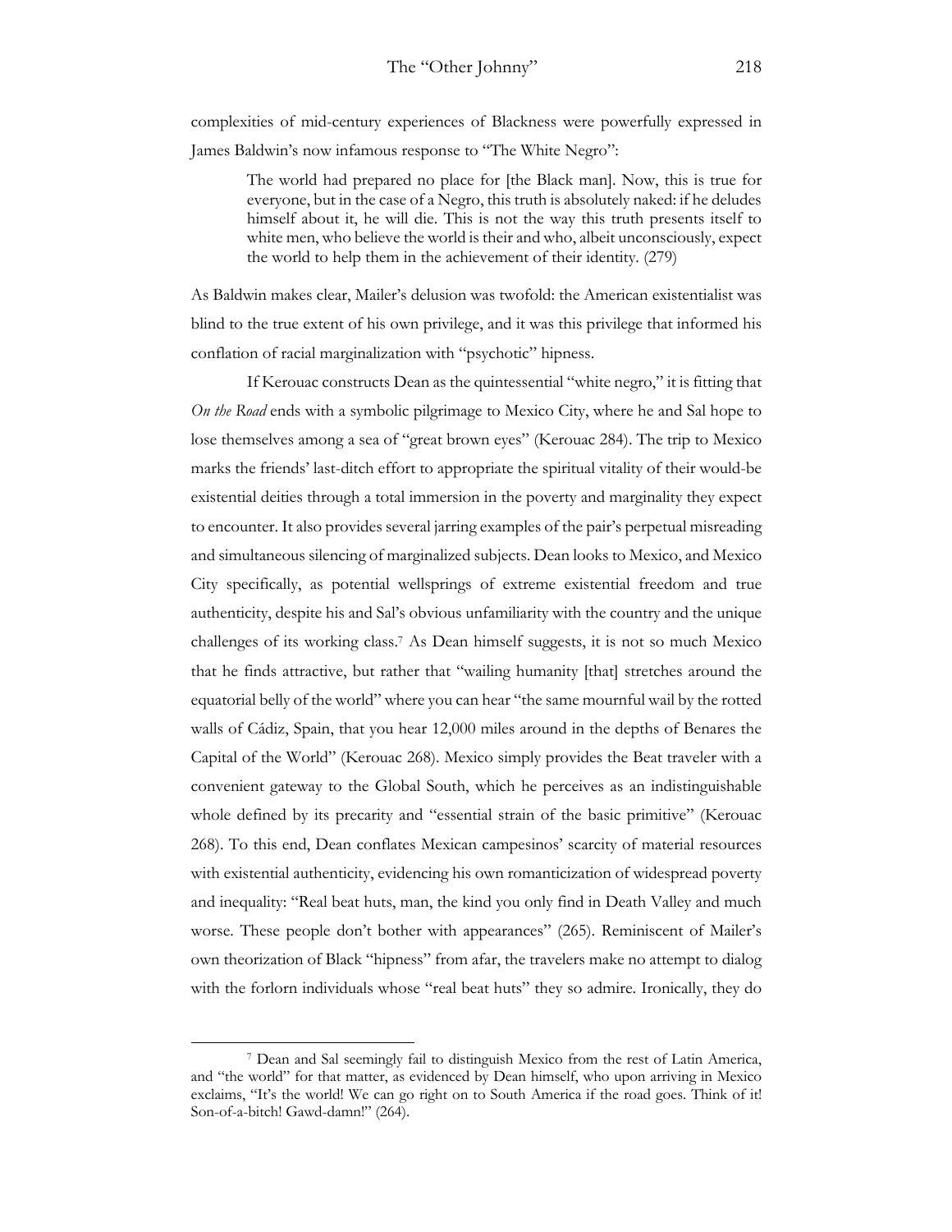complexities of mid-century experiences of Blackness were powerfully expressed in James Baldwin's now infamous response to "The White Negro":

> The world had prepared no place for [the Black man]. Now, this is true for everyone, but in the case of a Negro, this truth is absolutely naked: if he deludes himself about it, he will die. This is not the way this truth presents itself to white men, who believe the world is their and who, albeit unconsciously, expect the world to help them in the achievement of their identity. (279)

As Baldwin makes clear, Mailer's delusion was twofold: the American existentialist was blind to the true extent of his own privilege, and it was this privilege that informed his conflation of racial marginalization with "psychotic" hipness.

If Kerouac constructs Dean as the quintessential "white negro," it is fitting that *On the Road* ends with a symbolic pilgrimage to Mexico City, where he and Sal hope to lose themselves among a sea of "great brown eyes" (Kerouac 284). The trip to Mexico marks the friends' last-ditch effort to appropriate the spiritual vitality of their would-be existential deities through a total immersion in the poverty and marginality they expect to encounter. It also provides several jarring examples of the pair's perpetual misreading and simultaneous silencing of marginalized subjects. Dean looks to Mexico, and Mexico City specifically, as potential wellsprings of extreme existential freedom and true authenticity, despite his and Sal's obvious unfamiliarity with the country and the unique challenges of its working class.[7] As Dean himself suggests, it is not so much Mexico that he finds attractive, but rather that "wailing humanity [that] stretches around the equatorial belly of the world" where you can hear "the same mournful wail by the rotted walls of Cádiz, Spain, that you hear 12,000 miles around in the depths of Benares the Capital of the World" (Kerouac 268). Mexico simply provides the Beat traveler with a convenient gateway to the Global South, which he perceives as an indistinguishable whole defined by its precarity and "essential strain of the basic primitive" (Kerouac 268). To this end, Dean conflates Mexican campesinos' scarcity of material resources with existential authenticity, evidencing his own romanticization of widespread poverty and inequality: "Real beat huts, man, the kind you only find in Death Valley and much worse. These people don't bother with appearances" (265). Reminiscent of Mailer's own theorization of Black "hipness" from afar, the travelers make no attempt to dialog with the forlorn individuals whose "real beat huts" they so admire. Ironically, they do

---

[7] Dean and Sal seemingly fail to distinguish Mexico from the rest of Latin America, and "the world" for that matter, as evidenced by Dean himself, who upon arriving in Mexico exclaims, "It's the world! We can go right on to South America if the road goes. Think of it! Son-of-a-bitch! Gawd-damn!" (264).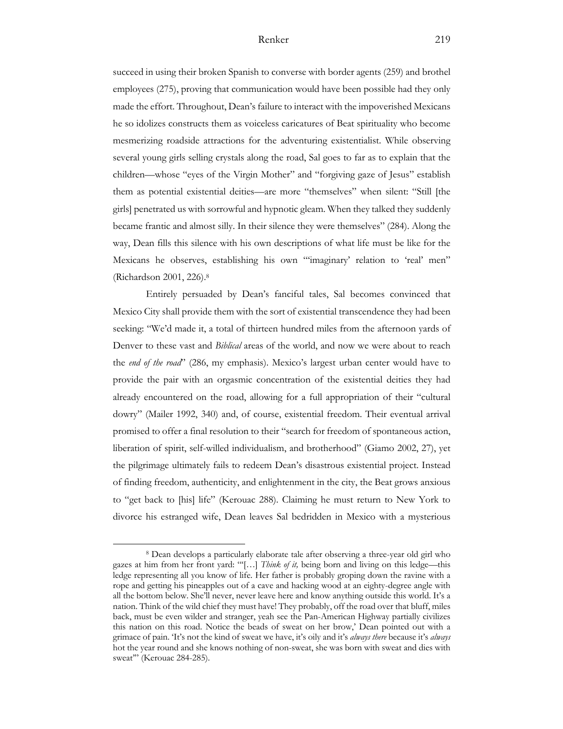succeed in using their broken Spanish to converse with border agents (259) and brothel employees (275), proving that communication would have been possible had they only made the effort. Throughout, Dean's failure to interact with the impoverished Mexicans he so idolizes constructs them as voiceless caricatures of Beat spirituality who become mesmerizing roadside attractions for the adventuring existentialist. While observing several young girls selling crystals along the road, Sal goes to far as to explain that the children—whose "eyes of the Virgin Mother" and "forgiving gaze of Jesus" establish them as potential existential deities—are more "themselves" when silent: "Still [the girls] penetrated us with sorrowful and hypnotic gleam. When they talked they suddenly became frantic and almost silly. In their silence they were themselves" (284). Along the way, Dean fills this silence with his own descriptions of what life must be like for the Mexicans he observes, establishing his own "'imaginary' relation to 'real' men" (Richardson 2001, 226).[8]

Entirely persuaded by Dean's fanciful tales, Sal becomes convinced that Mexico City shall provide them with the sort of existential transcendence they had been seeking: "We'd made it, a total of thirteen hundred miles from the afternoon yards of Denver to these vast and *Biblical* areas of the world, and now we were about to reach the *end of the road*" (286, my emphasis). Mexico's largest urban center would have to provide the pair with an orgasmic concentration of the existential deities they had already encountered on the road, allowing for a full appropriation of their "cultural dowry" (Mailer 1992, 340) and, of course, existential freedom. Their eventual arrival promised to offer a final resolution to their "search for freedom of spontaneous action, liberation of spirit, self-willed individualism, and brotherhood" (Giamo 2002, 27), yet the pilgrimage ultimately fails to redeem Dean's disastrous existential project. Instead of finding freedom, authenticity, and enlightenment in the city, the Beat grows anxious to "get back to [his] life" (Kerouac 288). Claiming he must return to New York to divorce his estranged wife, Dean leaves Sal bedridden in Mexico with a mysterious

[8] Dean develops a particularly elaborate tale after observing a three-year old girl who gazes at him from her front yard: "'[…] *Think of it,* being born and living on this ledge—this ledge representing all you know of life. Her father is probably groping down the ravine with a rope and getting his pineapples out of a cave and hacking wood at an eighty-degree angle with all the bottom below. She'll never, never leave here and know anything outside this world. It's a nation. Think of the wild chief they must have! They probably, off the road over that bluff, miles back, must be even wilder and stranger, yeah see the Pan-American Highway partially civilizes this nation on this road. Notice the beads of sweat on her brow,' Dean pointed out with a grimace of pain. 'It's not the kind of sweat we have, it's oily and it's *always there* because it's *always* hot the year round and she knows nothing of non-sweat, she was born with sweat and dies with sweat'" (Kerouac 284-285).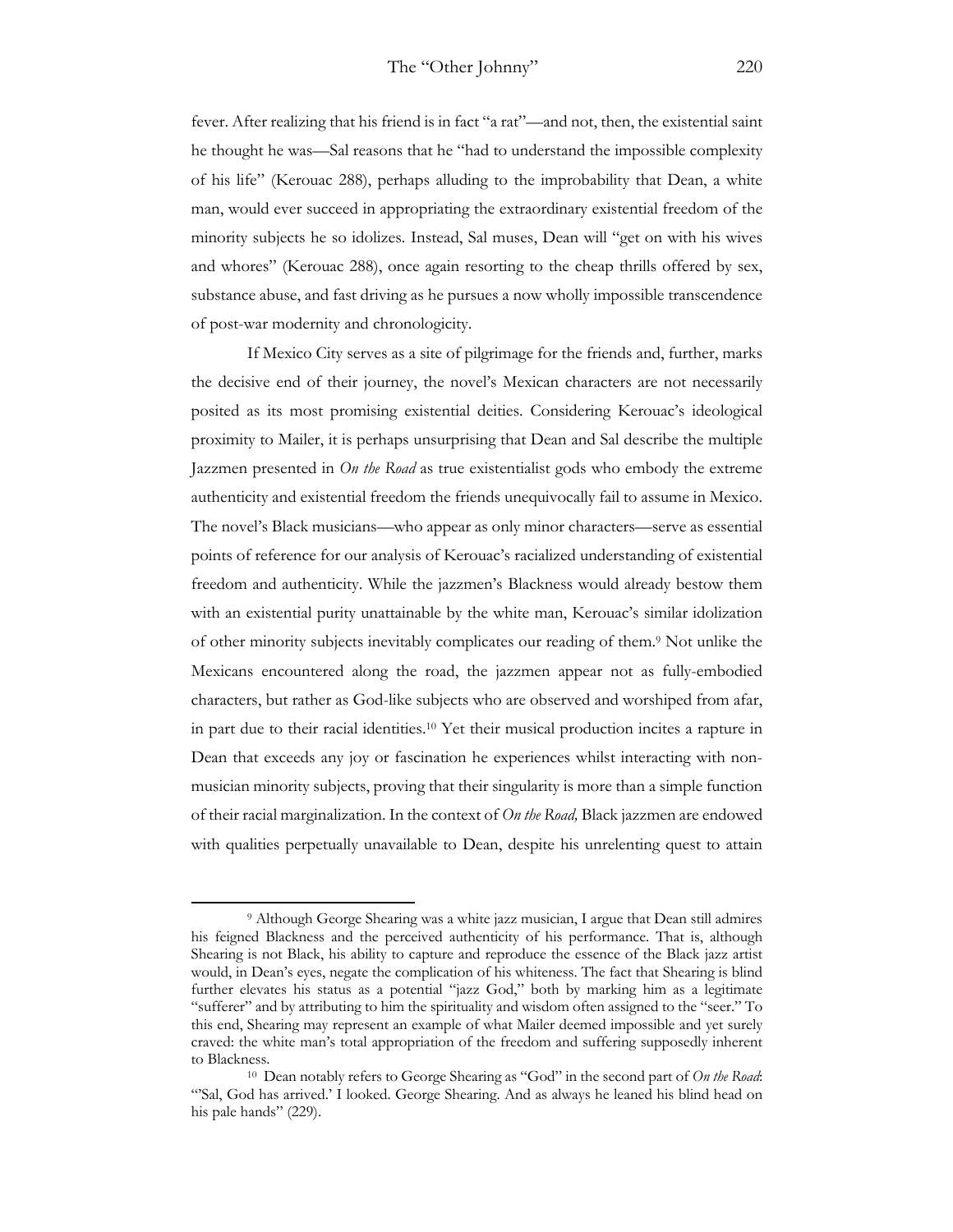fever. After realizing that his friend is in fact "a rat"—and not, then, the existential saint he thought he was—Sal reasons that he "had to understand the impossible complexity of his life" (Kerouac 288), perhaps alluding to the improbability that Dean, a white man, would ever succeed in appropriating the extraordinary existential freedom of the minority subjects he so idolizes. Instead, Sal muses, Dean will "get on with his wives and whores" (Kerouac 288), once again resorting to the cheap thrills offered by sex, substance abuse, and fast driving as he pursues a now wholly impossible transcendence of post-war modernity and chronologicity.

If Mexico City serves as a site of pilgrimage for the friends and, further, marks the decisive end of their journey, the novel's Mexican characters are not necessarily posited as its most promising existential deities. Considering Kerouac's ideological proximity to Mailer, it is perhaps unsurprising that Dean and Sal describe the multiple Jazzmen presented in *On the Road* as true existentialist gods who embody the extreme authenticity and existential freedom the friends unequivocally fail to assume in Mexico. The novel's Black musicians—who appear as only minor characters—serve as essential points of reference for our analysis of Kerouac's racialized understanding of existential freedom and authenticity. While the jazzmen's Blackness would already bestow them with an existential purity unattainable by the white man, Kerouac's similar idolization of other minority subjects inevitably complicates our reading of them.[9] Not unlike the Mexicans encountered along the road, the jazzmen appear not as fully-embodied characters, but rather as God-like subjects who are observed and worshiped from afar, in part due to their racial identities.[10] Yet their musical production incites a rapture in Dean that exceeds any joy or fascination he experiences whilst interacting with non-musician minority subjects, proving that their singularity is more than a simple function of their racial marginalization. In the context of *On the Road,* Black jazzmen are endowed with qualities perpetually unavailable to Dean, despite his unrelenting quest to attain

---

[9] Although George Shearing was a white jazz musician, I argue that Dean still admires his feigned Blackness and the perceived authenticity of his performance. That is, although Shearing is not Black, his ability to capture and reproduce the essence of the Black jazz artist would, in Dean's eyes, negate the complication of his whiteness. The fact that Shearing is blind further elevates his status as a potential "jazz God," both by marking him as a legitimate "sufferer" and by attributing to him the spirituality and wisdom often assigned to the "seer." To this end, Shearing may represent an example of what Mailer deemed impossible and yet surely craved: the white man's total appropriation of the freedom and suffering supposedly inherent to Blackness.

[10] Dean notably refers to George Shearing as "God" in the second part of *On the Road*: "'Sal, God has arrived.' I looked. George Shearing. And as always he leaned his blind head on his pale hands" (229).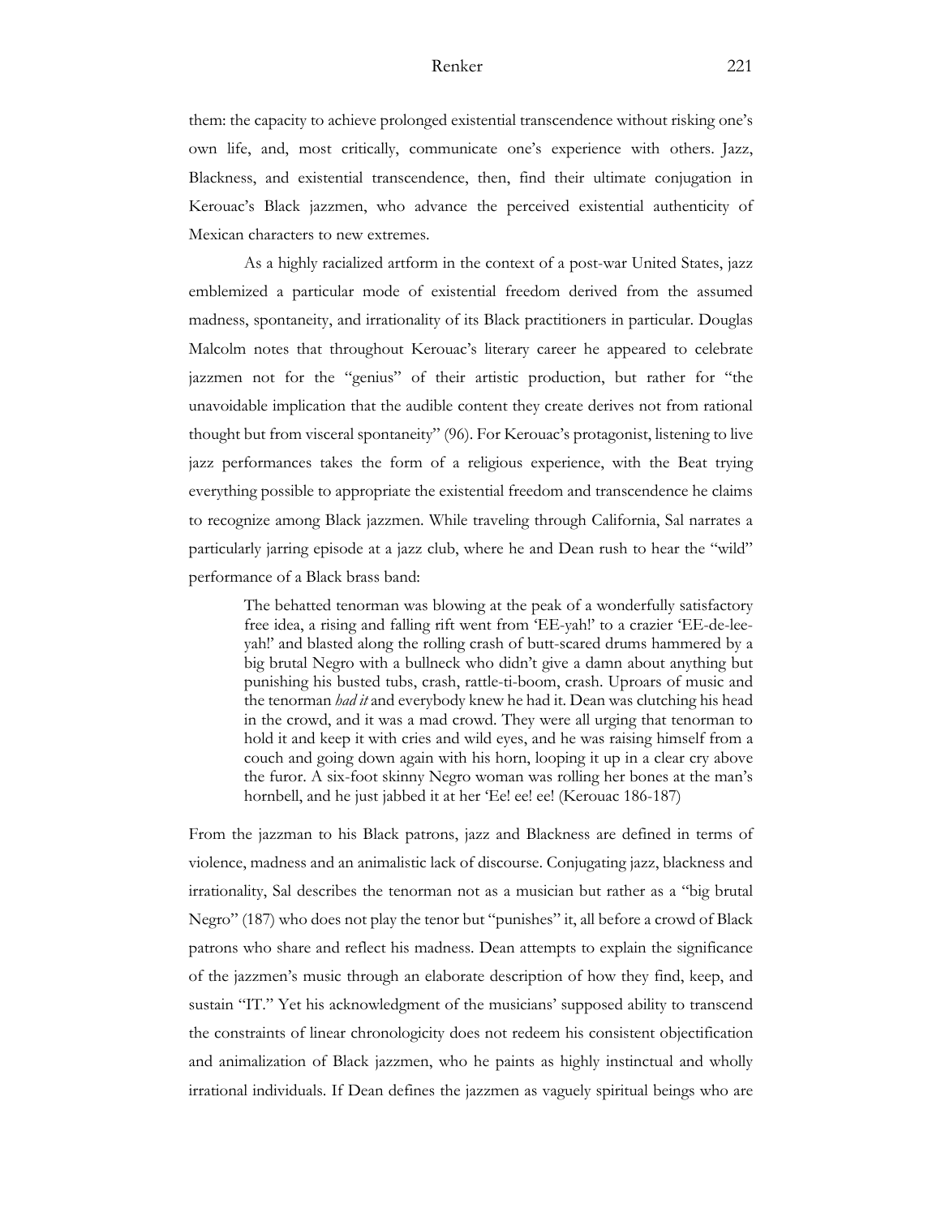them: the capacity to achieve prolonged existential transcendence without risking one's own life, and, most critically, communicate one's experience with others. Jazz, Blackness, and existential transcendence, then, find their ultimate conjugation in Kerouac's Black jazzmen, who advance the perceived existential authenticity of Mexican characters to new extremes.

As a highly racialized artform in the context of a post-war United States, jazz emblemized a particular mode of existential freedom derived from the assumed madness, spontaneity, and irrationality of its Black practitioners in particular. Douglas Malcolm notes that throughout Kerouac's literary career he appeared to celebrate jazzmen not for the "genius" of their artistic production, but rather for "the unavoidable implication that the audible content they create derives not from rational thought but from visceral spontaneity" (96). For Kerouac's protagonist, listening to live jazz performances takes the form of a religious experience, with the Beat trying everything possible to appropriate the existential freedom and transcendence he claims to recognize among Black jazzmen. While traveling through California, Sal narrates a particularly jarring episode at a jazz club, where he and Dean rush to hear the "wild" performance of a Black brass band:

> The behatted tenorman was blowing at the peak of a wonderfully satisfactory free idea, a rising and falling rift went from 'EE-yah!' to a crazier 'EE-de-lee-yah!' and blasted along the rolling crash of butt-scared drums hammered by a big brutal Negro with a bullneck who didn't give a damn about anything but punishing his busted tubs, crash, rattle-ti-boom, crash. Uproars of music and the tenorman *had it* and everybody knew he had it. Dean was clutching his head in the crowd, and it was a mad crowd. They were all urging that tenorman to hold it and keep it with cries and wild eyes, and he was raising himself from a couch and going down again with his horn, looping it up in a clear cry above the furor. A six-foot skinny Negro woman was rolling her bones at the man's hornbell, and he just jabbed it at her 'Ee! ee! ee! (Kerouac 186-187)

From the jazzman to his Black patrons, jazz and Blackness are defined in terms of violence, madness and an animalistic lack of discourse. Conjugating jazz, blackness and irrationality, Sal describes the tenorman not as a musician but rather as a "big brutal Negro" (187) who does not play the tenor but "punishes" it, all before a crowd of Black patrons who share and reflect his madness. Dean attempts to explain the significance of the jazzmen's music through an elaborate description of how they find, keep, and sustain "IT." Yet his acknowledgment of the musicians' supposed ability to transcend the constraints of linear chronologicity does not redeem his consistent objectification and animalization of Black jazzmen, who he paints as highly instinctual and wholly irrational individuals. If Dean defines the jazzmen as vaguely spiritual beings who are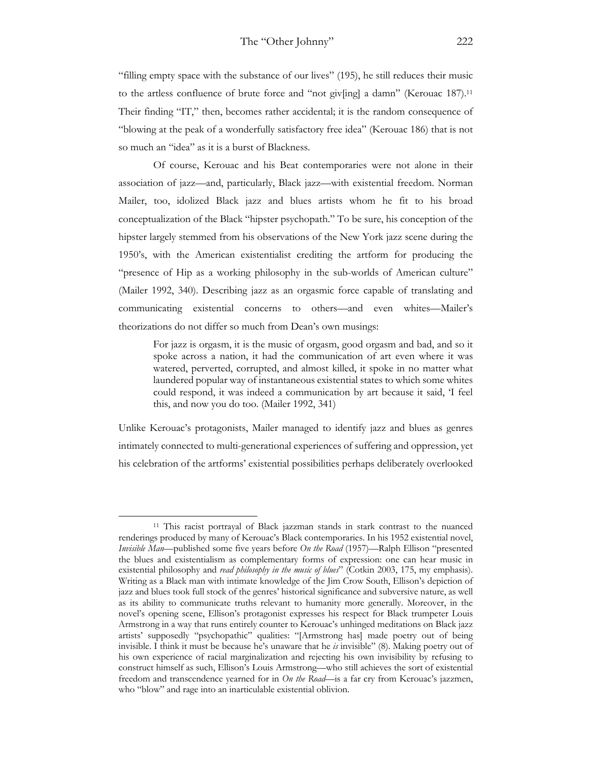"filling empty space with the substance of our lives" (195), he still reduces their music to the artless confluence of brute force and "not giv[ing] a damn" (Kerouac 187).[11] Their finding "IT," then, becomes rather accidental; it is the random consequence of "blowing at the peak of a wonderfully satisfactory free idea" (Kerouac 186) that is not so much an "idea" as it is a burst of Blackness.

Of course, Kerouac and his Beat contemporaries were not alone in their association of jazz—and, particularly, Black jazz—with existential freedom. Norman Mailer, too, idolized Black jazz and blues artists whom he fit to his broad conceptualization of the Black "hipster psychopath." To be sure, his conception of the hipster largely stemmed from his observations of the New York jazz scene during the 1950's, with the American existentialist crediting the artform for producing the "presence of Hip as a working philosophy in the sub-worlds of American culture" (Mailer 1992, 340). Describing jazz as an orgasmic force capable of translating and communicating existential concerns to others—and even whites—Mailer's theorizations do not differ so much from Dean's own musings:

> For jazz is orgasm, it is the music of orgasm, good orgasm and bad, and so it spoke across a nation, it had the communication of art even where it was watered, perverted, corrupted, and almost killed, it spoke in no matter what laundered popular way of instantaneous existential states to which some whites could respond, it was indeed a communication by art because it said, 'I feel this, and now you do too. (Mailer 1992, 341)

Unlike Kerouac's protagonists, Mailer managed to identify jazz and blues as genres intimately connected to multi-generational experiences of suffering and oppression, yet his celebration of the artforms' existential possibilities perhaps deliberately overlooked

---

[11] This racist portrayal of Black jazzman stands in stark contrast to the nuanced renderings produced by many of Kerouac's Black contemporaries. In his 1952 existential novel, *Invisible Man*—published some five years before *On the Road* (1957)—Ralph Ellison "presented the blues and existentialism as complementary forms of expression: one can hear music in existential philosophy and *read philosophy in the music of blues*" (Cotkin 2003, 175, my emphasis). Writing as a Black man with intimate knowledge of the Jim Crow South, Ellison's depiction of jazz and blues took full stock of the genres' historical significance and subversive nature, as well as its ability to communicate truths relevant to humanity more generally. Moreover, in the novel's opening scene, Ellison's protagonist expresses his respect for Black trumpeter Louis Armstrong in a way that runs entirely counter to Kerouac's unhinged meditations on Black jazz artists' supposedly "psychopathic" qualities: "[Armstrong has] made poetry out of being invisible. I think it must be because he's unaware that he *is* invisible" (8). Making poetry out of his own experience of racial marginalization and rejecting his own invisibility by refusing to construct himself as such, Ellison's Louis Armstrong—who still achieves the sort of existential freedom and transcendence yearned for in *On the Road*—is a far cry from Kerouac's jazzmen, who "blow" and rage into an inarticulable existential oblivion.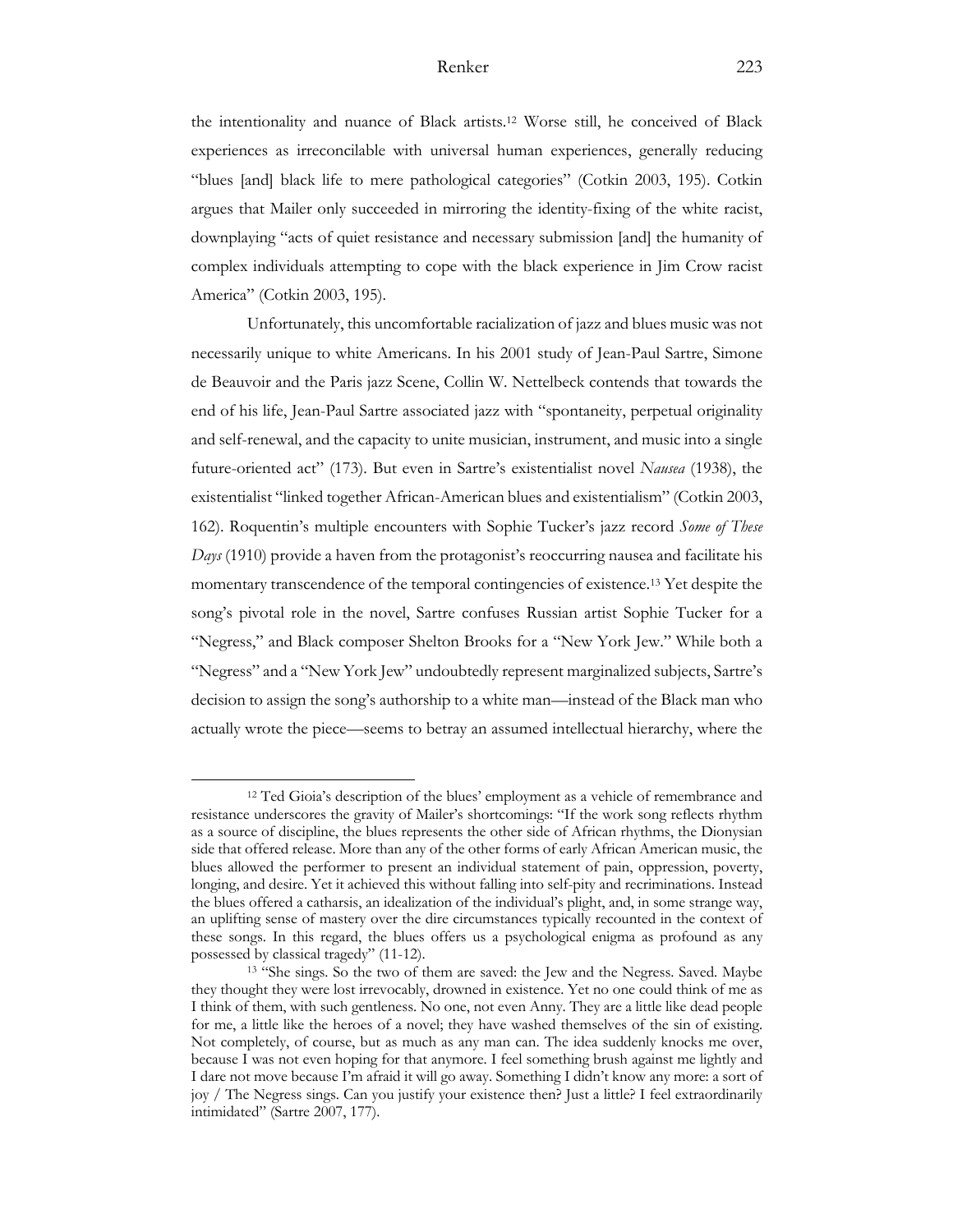the intentionality and nuance of Black artists.[12] Worse still, he conceived of Black experiences as irreconcilable with universal human experiences, generally reducing "blues [and] black life to mere pathological categories" (Cotkin 2003, 195). Cotkin argues that Mailer only succeeded in mirroring the identity-fixing of the white racist, downplaying "acts of quiet resistance and necessary submission [and] the humanity of complex individuals attempting to cope with the black experience in Jim Crow racist America" (Cotkin 2003, 195).

Unfortunately, this uncomfortable racialization of jazz and blues music was not necessarily unique to white Americans. In his 2001 study of Jean-Paul Sartre, Simone de Beauvoir and the Paris jazz Scene, Collin W. Nettelbeck contends that towards the end of his life, Jean-Paul Sartre associated jazz with "spontaneity, perpetual originality and self-renewal, and the capacity to unite musician, instrument, and music into a single future-oriented act" (173). But even in Sartre's existentialist novel *Nausea* (1938), the existentialist "linked together African-American blues and existentialism" (Cotkin 2003, 162). Roquentin's multiple encounters with Sophie Tucker's jazz record *Some of These Days* (1910) provide a haven from the protagonist's reoccurring nausea and facilitate his momentary transcendence of the temporal contingencies of existence.[13] Yet despite the song's pivotal role in the novel, Sartre confuses Russian artist Sophie Tucker for a "Negress," and Black composer Shelton Brooks for a "New York Jew." While both a "Negress" and a "New York Jew" undoubtedly represent marginalized subjects, Sartre's decision to assign the song's authorship to a white man—instead of the Black man who actually wrote the piece—seems to betray an assumed intellectual hierarchy, where the

---

[12] Ted Gioia's description of the blues' employment as a vehicle of remembrance and resistance underscores the gravity of Mailer's shortcomings: "If the work song reflects rhythm as a source of discipline, the blues represents the other side of African rhythms, the Dionysian side that offered release. More than any of the other forms of early African American music, the blues allowed the performer to present an individual statement of pain, oppression, poverty, longing, and desire. Yet it achieved this without falling into self-pity and recriminations. Instead the blues offered a catharsis, an idealization of the individual's plight, and, in some strange way, an uplifting sense of mastery over the dire circumstances typically recounted in the context of these songs. In this regard, the blues offers us a psychological enigma as profound as any possessed by classical tragedy" (11-12).

[13] "She sings. So the two of them are saved: the Jew and the Negress. Saved. Maybe they thought they were lost irrevocably, drowned in existence. Yet no one could think of me as I think of them, with such gentleness. No one, not even Anny. They are a little like dead people for me, a little like the heroes of a novel; they have washed themselves of the sin of existing. Not completely, of course, but as much as any man can. The idea suddenly knocks me over, because I was not even hoping for that anymore. I feel something brush against me lightly and I dare not move because I'm afraid it will go away. Something I didn't know any more: a sort of joy / The Negress sings. Can you justify your existence then? Just a little? I feel extraordinarily intimidated" (Sartre 2007, 177).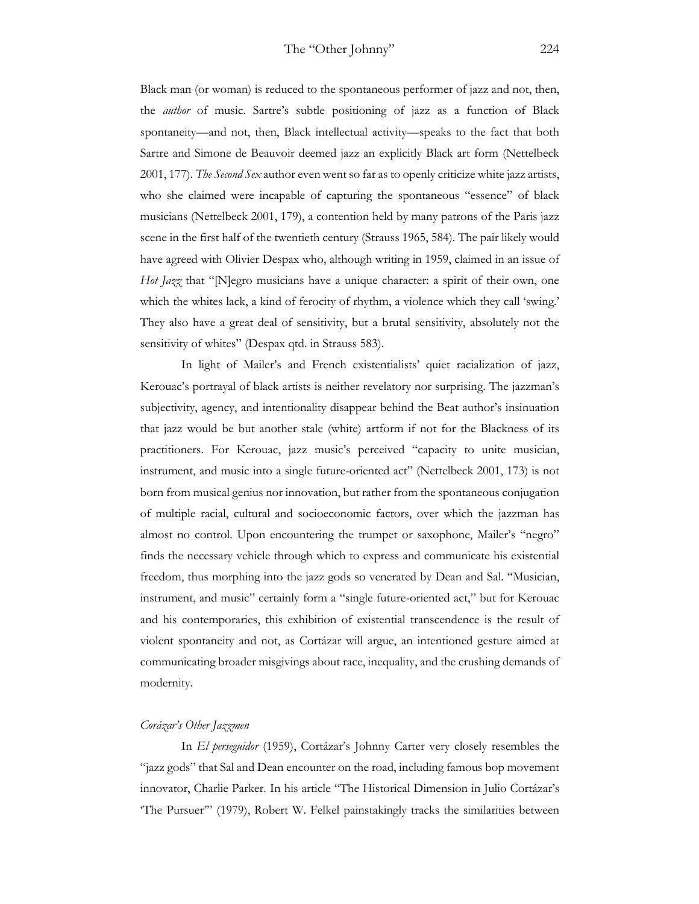Black man (or woman) is reduced to the spontaneous performer of jazz and not, then, the *author* of music. Sartre's subtle positioning of jazz as a function of Black spontaneity—and not, then, Black intellectual activity—speaks to the fact that both Sartre and Simone de Beauvoir deemed jazz an explicitly Black art form (Nettelbeck 2001, 177). *The Second Sex* author even went so far as to openly criticize white jazz artists, who she claimed were incapable of capturing the spontaneous "essence" of black musicians (Nettelbeck 2001, 179), a contention held by many patrons of the Paris jazz scene in the first half of the twentieth century (Strauss 1965, 584). The pair likely would have agreed with Olivier Despax who, although writing in 1959, claimed in an issue of *Hot Jazz* that "[N]egro musicians have a unique character: a spirit of their own, one which the whites lack, a kind of ferocity of rhythm, a violence which they call 'swing.' They also have a great deal of sensitivity, but a brutal sensitivity, absolutely not the sensitivity of whites" (Despax qtd. in Strauss 583).

In light of Mailer's and French existentialists' quiet racialization of jazz, Kerouac's portrayal of black artists is neither revelatory nor surprising. The jazzman's subjectivity, agency, and intentionality disappear behind the Beat author's insinuation that jazz would be but another stale (white) artform if not for the Blackness of its practitioners. For Kerouac, jazz music's perceived "capacity to unite musician, instrument, and music into a single future-oriented act" (Nettelbeck 2001, 173) is not born from musical genius nor innovation, but rather from the spontaneous conjugation of multiple racial, cultural and socioeconomic factors, over which the jazzman has almost no control. Upon encountering the trumpet or saxophone, Mailer's "negro" finds the necessary vehicle through which to express and communicate his existential freedom, thus morphing into the jazz gods so venerated by Dean and Sal. "Musician, instrument, and music" certainly form a "single future-oriented act," but for Kerouac and his contemporaries, this exhibition of existential transcendence is the result of violent spontaneity and not, as Cortázar will argue, an intentioned gesture aimed at communicating broader misgivings about race, inequality, and the crushing demands of modernity.

### *Corázar's Other Jazzmen*

In *El perseguidor* (1959), Cortázar's Johnny Carter very closely resembles the "jazz gods" that Sal and Dean encounter on the road, including famous bop movement innovator, Charlie Parker. In his article "The Historical Dimension in Julio Cortázar's 'The Pursuer'" (1979), Robert W. Felkel painstakingly tracks the similarities between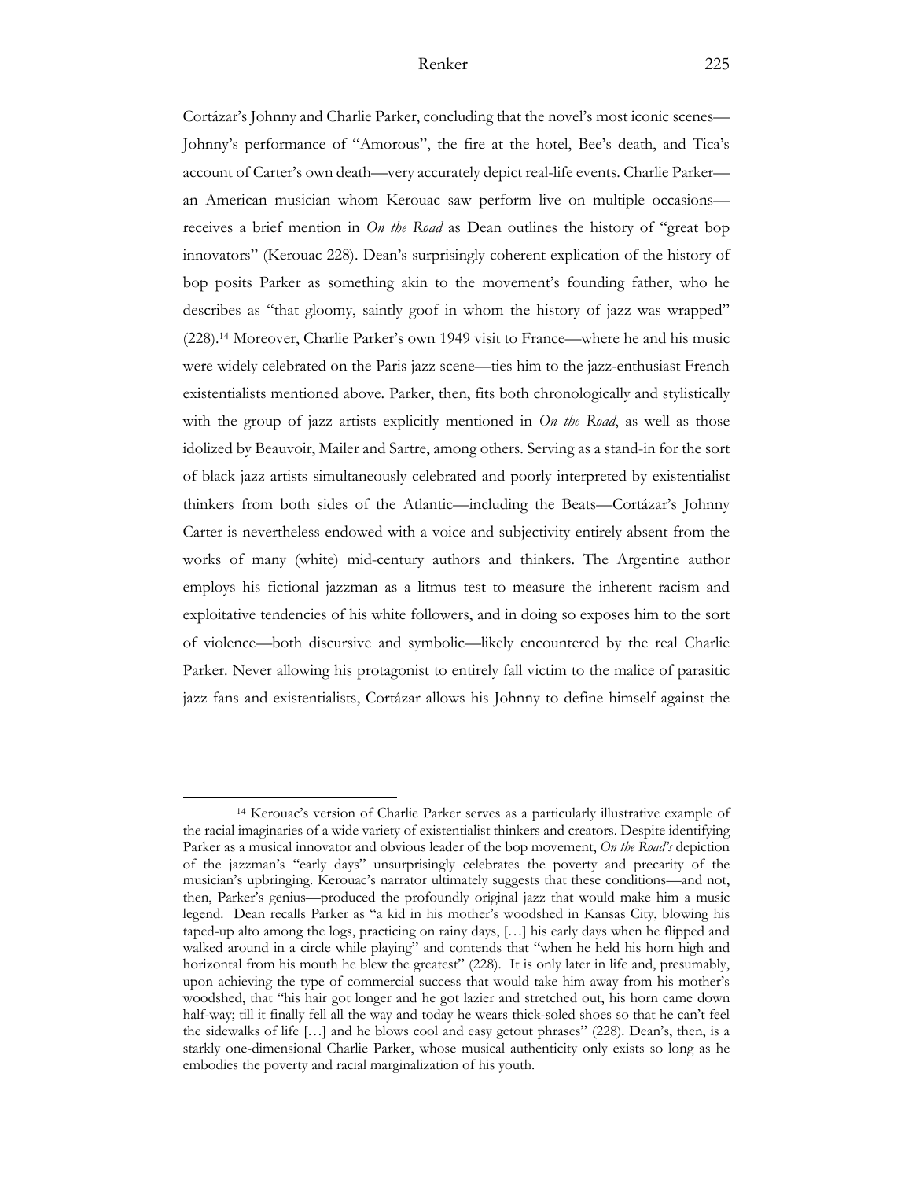Cortázar's Johnny and Charlie Parker, concluding that the novel's most iconic scenes—Johnny's performance of "Amorous", the fire at the hotel, Bee's death, and Tica's account of Carter's own death—very accurately depict real-life events. Charlie Parker—an American musician whom Kerouac saw perform live on multiple occasions—receives a brief mention in *On the Road* as Dean outlines the history of "great bop innovators" (Kerouac 228). Dean's surprisingly coherent explication of the history of bop posits Parker as something akin to the movement's founding father, who he describes as "that gloomy, saintly goof in whom the history of jazz was wrapped" (228).[14] Moreover, Charlie Parker's own 1949 visit to France—where he and his music were widely celebrated on the Paris jazz scene—ties him to the jazz-enthusiast French existentialists mentioned above. Parker, then, fits both chronologically and stylistically with the group of jazz artists explicitly mentioned in *On the Road*, as well as those idolized by Beauvoir, Mailer and Sartre, among others. Serving as a stand-in for the sort of black jazz artists simultaneously celebrated and poorly interpreted by existentialist thinkers from both sides of the Atlantic—including the Beats—Cortázar's Johnny Carter is nevertheless endowed with a voice and subjectivity entirely absent from the works of many (white) mid-century authors and thinkers. The Argentine author employs his fictional jazzman as a litmus test to measure the inherent racism and exploitative tendencies of his white followers, and in doing so exposes him to the sort of violence—both discursive and symbolic—likely encountered by the real Charlie Parker. Never allowing his protagonist to entirely fall victim to the malice of parasitic jazz fans and existentialists, Cortázar allows his Johnny to define himself against the

---

[14] Kerouac's version of Charlie Parker serves as a particularly illustrative example of the racial imaginaries of a wide variety of existentialist thinkers and creators. Despite identifying Parker as a musical innovator and obvious leader of the bop movement, *On the Road's* depiction of the jazzman's "early days" unsurprisingly celebrates the poverty and precarity of the musician's upbringing. Kerouac's narrator ultimately suggests that these conditions—and not, then, Parker's genius—produced the profoundly original jazz that would make him a music legend. Dean recalls Parker as "a kid in his mother's woodshed in Kansas City, blowing his taped-up alto among the logs, practicing on rainy days, […] his early days when he flipped and walked around in a circle while playing" and contends that "when he held his horn high and horizontal from his mouth he blew the greatest" (228). It is only later in life and, presumably, upon achieving the type of commercial success that would take him away from his mother's woodshed, that "his hair got longer and he got lazier and stretched out, his horn came down half-way; till it finally fell all the way and today he wears thick-soled shoes so that he can't feel the sidewalks of life […] and he blows cool and easy getout phrases" (228). Dean's, then, is a starkly one-dimensional Charlie Parker, whose musical authenticity only exists so long as he embodies the poverty and racial marginalization of his youth.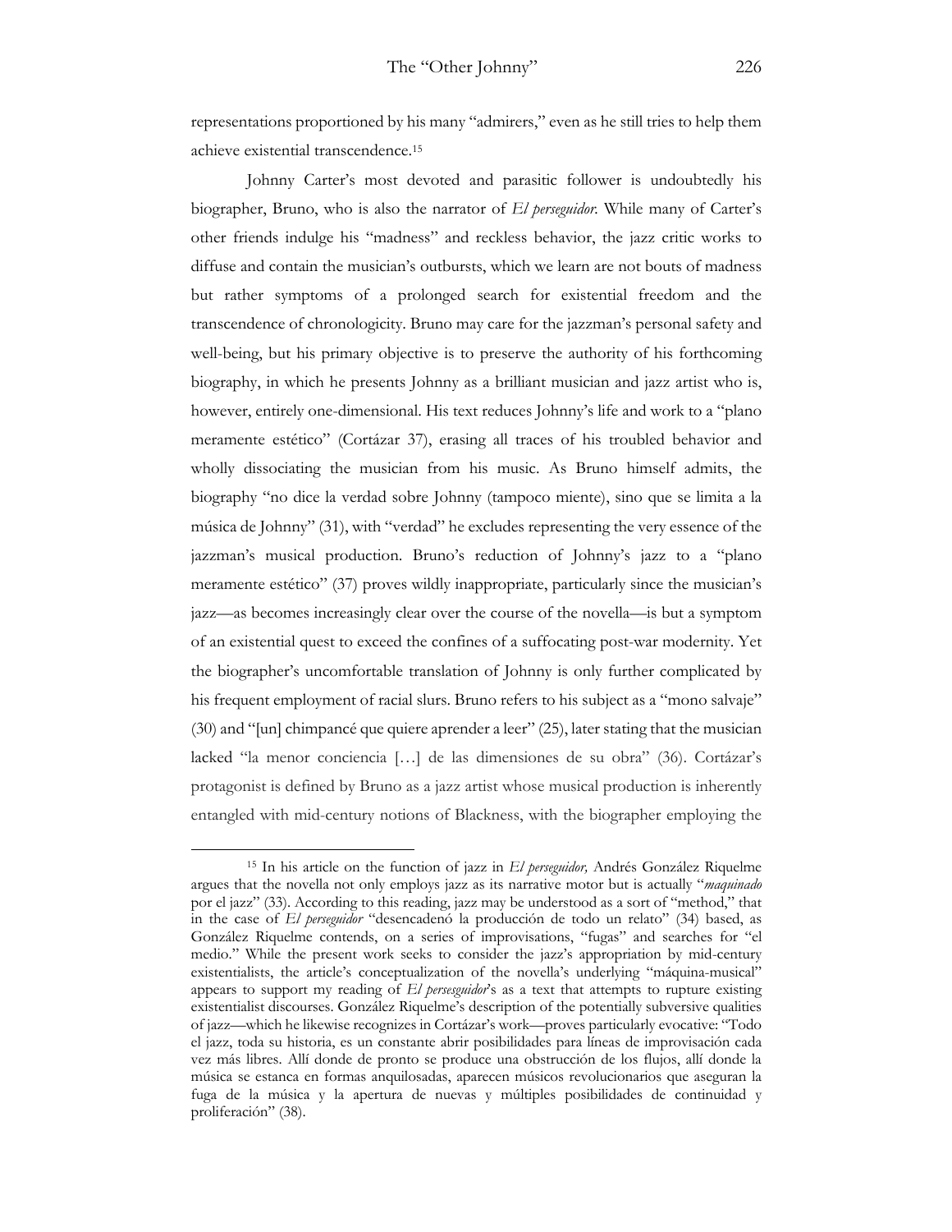representations proportioned by his many "admirers," even as he still tries to help them achieve existential transcendence.[15]

Johnny Carter's most devoted and parasitic follower is undoubtedly his biographer, Bruno, who is also the narrator of *El perseguidor*. While many of Carter's other friends indulge his "madness" and reckless behavior, the jazz critic works to diffuse and contain the musician's outbursts, which we learn are not bouts of madness but rather symptoms of a prolonged search for existential freedom and the transcendence of chronologicity. Bruno may care for the jazzman's personal safety and well-being, but his primary objective is to preserve the authority of his forthcoming biography, in which he presents Johnny as a brilliant musician and jazz artist who is, however, entirely one-dimensional. His text reduces Johnny's life and work to a "plano meramente estético" (Cortázar 37), erasing all traces of his troubled behavior and wholly dissociating the musician from his music. As Bruno himself admits, the biography "no dice la verdad sobre Johnny (tampoco miente), sino que se limita a la música de Johnny" (31), with "verdad" he excludes representing the very essence of the jazzman's musical production. Bruno's reduction of Johnny's jazz to a "plano meramente estético" (37) proves wildly inappropriate, particularly since the musician's jazz—as becomes increasingly clear over the course of the novella—is but a symptom of an existential quest to exceed the confines of a suffocating post-war modernity. Yet the biographer's uncomfortable translation of Johnny is only further complicated by his frequent employment of racial slurs. Bruno refers to his subject as a "mono salvaje" (30) and "[un] chimpancé que quiere aprender a leer" (25), later stating that the musician lacked "la menor conciencia […] de las dimensiones de su obra" (36). Cortázar's protagonist is defined by Bruno as a jazz artist whose musical production is inherently entangled with mid-century notions of Blackness, with the biographer employing the

---

[15] In his article on the function of jazz in *El perseguidor,* Andrés González Riquelme argues that the novella not only employs jazz as its narrative motor but is actually "*maquinado* por el jazz" (33). According to this reading, jazz may be understood as a sort of "method," that in the case of *El perseguidor* "desencadenó la producción de todo un relato" (34) based, as González Riquelme contends, on a series of improvisations, "fugas" and searches for "el medio." While the present work seeks to consider the jazz's appropriation by mid-century existentialists, the article's conceptualization of the novella's underlying "máquina-musical" appears to support my reading of *El persesguidor*'s as a text that attempts to rupture existing existentialist discourses. González Riquelme's description of the potentially subversive qualities of jazz—which he likewise recognizes in Cortázar's work—proves particularly evocative: "Todo el jazz, toda su historia, es un constante abrir posibilidades para líneas de improvisación cada vez más libres. Allí donde de pronto se produce una obstrucción de los flujos, allí donde la música se estanca en formas anquilosadas, aparecen músicos revolucionarios que aseguran la fuga de la música y la apertura de nuevas y múltiples posibilidades de continuidad y proliferación" (38).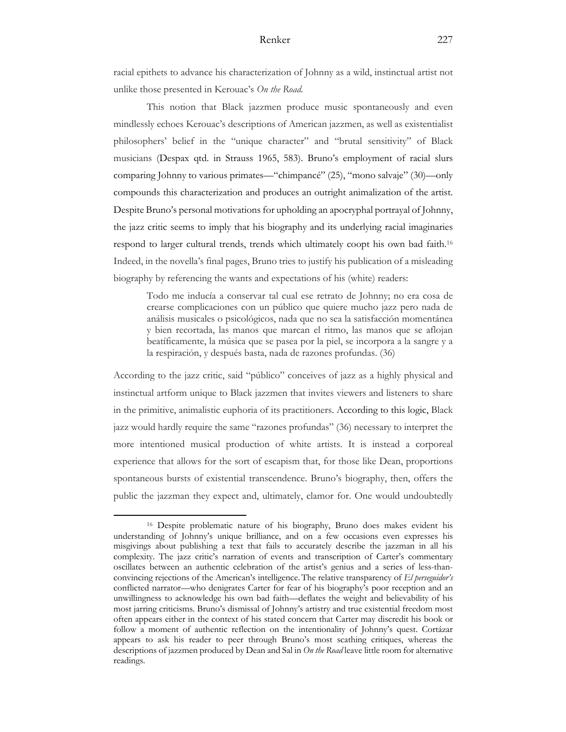racial epithets to advance his characterization of Johnny as a wild, instinctual artist not unlike those presented in Kerouac's *On the Road*.

This notion that Black jazzmen produce music spontaneously and even mindlessly echoes Kerouac's descriptions of American jazzmen, as well as existentialist philosophers' belief in the "unique character" and "brutal sensitivity" of Black musicians (Despax qtd. in Strauss 1965, 583). Bruno's employment of racial slurs comparing Johnny to various primates—"chimpancé" (25), "mono salvaje" (30)—only compounds this characterization and produces an outright animalization of the artist. Despite Bruno's personal motivations for upholding an apocryphal portrayal of Johnny, the jazz critic seems to imply that his biography and its underlying racial imaginaries respond to larger cultural trends, trends which ultimately coopt his own bad faith.[16] Indeed, in the novella's final pages, Bruno tries to justify his publication of a misleading biography by referencing the wants and expectations of his (white) readers:

> Todo me inducía a conservar tal cual ese retrato de Johnny; no era cosa de crearse complicaciones con un público que quiere mucho jazz pero nada de análisis musicales o psicológicos, nada que no sea la satisfacción momentánea y bien recortada, las manos que marcan el ritmo, las manos que se aflojan beatíficamente, la música que se pasea por la piel, se incorpora a la sangre y a la respiración, y después basta, nada de razones profundas. (36)

According to the jazz critic, said "público" conceives of jazz as a highly physical and instinctual artform unique to Black jazzmen that invites viewers and listeners to share in the primitive, animalistic euphoria of its practitioners. According to this logic, Black jazz would hardly require the same "razones profundas" (36) necessary to interpret the more intentioned musical production of white artists. It is instead a corporeal experience that allows for the sort of escapism that, for those like Dean, proportions spontaneous bursts of existential transcendence. Bruno's biography, then, offers the public the jazzman they expect and, ultimately, clamor for. One would undoubtedly

---

[16] Despite problematic nature of his biography, Bruno does makes evident his understanding of Johnny's unique brilliance, and on a few occasions even expresses his misgivings about publishing a text that fails to accurately describe the jazzman in all his complexity. The jazz critic's narration of events and transcription of Carter's commentary oscillates between an authentic celebration of the artist's genius and a series of less-than-convincing rejections of the American's intelligence. The relative transparency of *El perseguidor's* conflicted narrator—who denigrates Carter for fear of his biography's poor reception and an unwillingness to acknowledge his own bad faith—deflates the weight and believability of his most jarring criticisms. Bruno's dismissal of Johnny's artistry and true existential freedom most often appears either in the context of his stated concern that Carter may discredit his book or follow a moment of authentic reflection on the intentionality of Johnny's quest. Cortázar appears to ask his reader to peer through Bruno's most scathing critiques, whereas the descriptions of jazzmen produced by Dean and Sal in *On the Road* leave little room for alternative readings.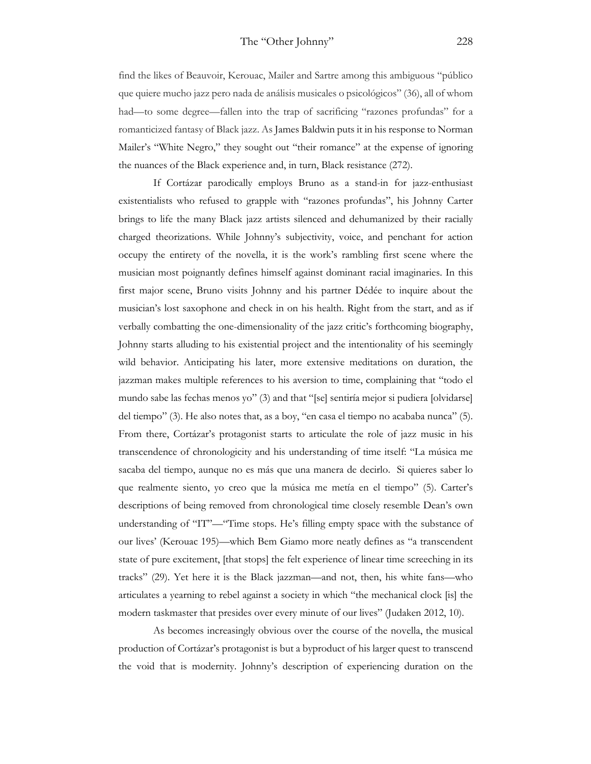find the likes of Beauvoir, Kerouac, Mailer and Sartre among this ambiguous "público que quiere mucho jazz pero nada de análisis musicales o psicológicos" (36), all of whom had—to some degree—fallen into the trap of sacrificing "razones profundas" for a romanticized fantasy of Black jazz. As James Baldwin puts it in his response to Norman Mailer's "White Negro," they sought out "their romance" at the expense of ignoring the nuances of the Black experience and, in turn, Black resistance (272).

If Cortázar parodically employs Bruno as a stand-in for jazz-enthusiast existentialists who refused to grapple with "razones profundas", his Johnny Carter brings to life the many Black jazz artists silenced and dehumanized by their racially charged theorizations. While Johnny's subjectivity, voice, and penchant for action occupy the entirety of the novella, it is the work's rambling first scene where the musician most poignantly defines himself against dominant racial imaginaries. In this first major scene, Bruno visits Johnny and his partner Dédée to inquire about the musician's lost saxophone and check in on his health. Right from the start, and as if verbally combatting the one-dimensionality of the jazz critic's forthcoming biography, Johnny starts alluding to his existential project and the intentionality of his seemingly wild behavior. Anticipating his later, more extensive meditations on duration, the jazzman makes multiple references to his aversion to time, complaining that "todo el mundo sabe las fechas menos yo" (3) and that "[se] sentiría mejor si pudiera [olvidarse] del tiempo" (3). He also notes that, as a boy, "en casa el tiempo no acababa nunca" (5). From there, Cortázar's protagonist starts to articulate the role of jazz music in his transcendence of chronologicity and his understanding of time itself: "La música me sacaba del tiempo, aunque no es más que una manera de decirlo. Si quieres saber lo que realmente siento, yo creo que la música me metía en el tiempo" (5). Carter's descriptions of being removed from chronological time closely resemble Dean's own understanding of "IT"—"Time stops. He's filling empty space with the substance of our lives' (Kerouac 195)—which Bem Giamo more neatly defines as "a transcendent state of pure excitement, [that stops] the felt experience of linear time screeching in its tracks" (29). Yet here it is the Black jazzman—and not, then, his white fans—who articulates a yearning to rebel against a society in which "the mechanical clock [is] the modern taskmaster that presides over every minute of our lives" (Judaken 2012, 10).

As becomes increasingly obvious over the course of the novella, the musical production of Cortázar's protagonist is but a byproduct of his larger quest to transcend the void that is modernity. Johnny's description of experiencing duration on the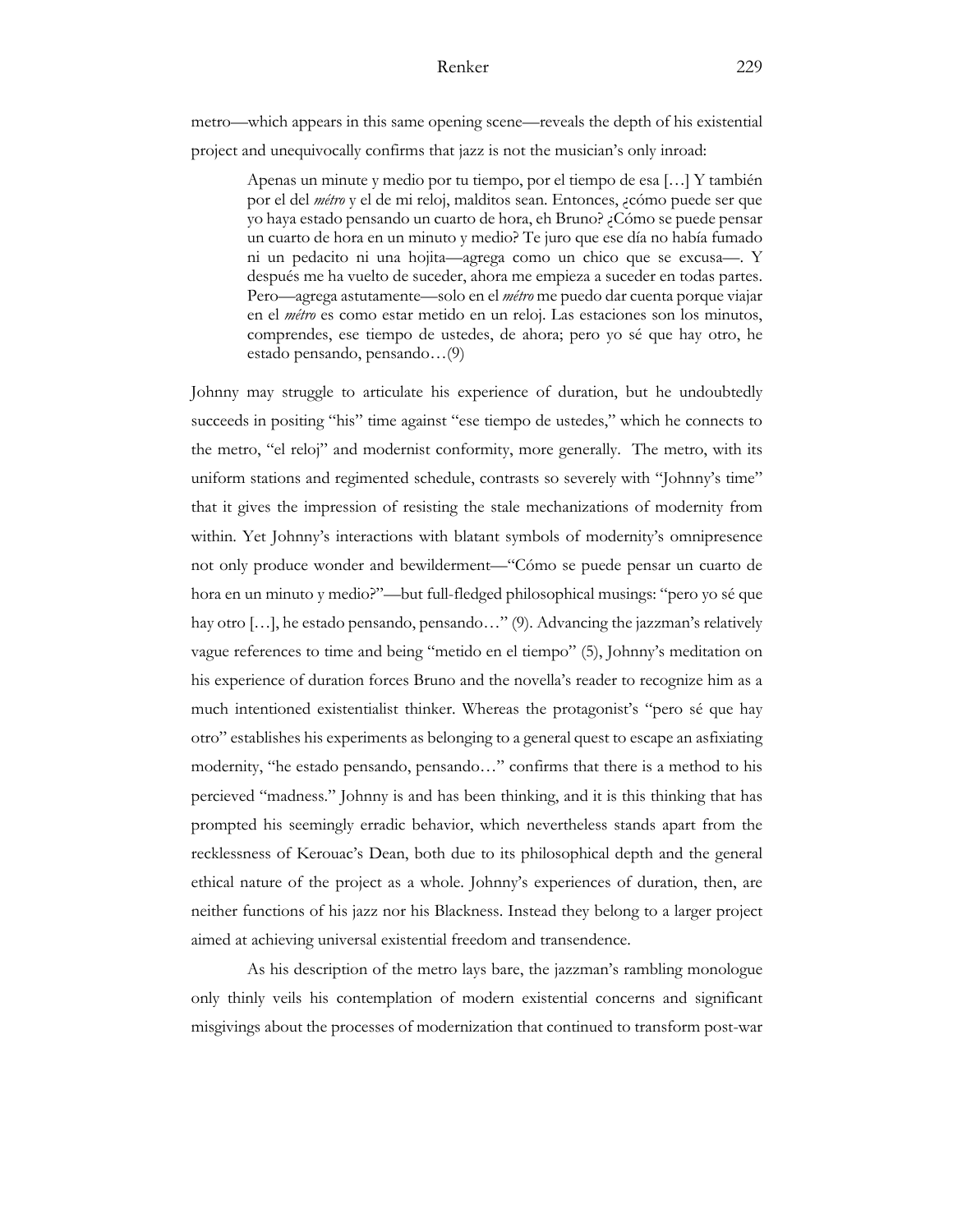metro—which appears in this same opening scene—reveals the depth of his existential project and unequivocally confirms that jazz is not the musician's only inroad:

> Apenas un minute y medio por tu tiempo, por el tiempo de esa […] Y también por el del *métro* y el de mi reloj, malditos sean. Entonces, ¿cómo puede ser que yo haya estado pensando un cuarto de hora, eh Bruno? ¿Cómo se puede pensar un cuarto de hora en un minuto y medio? Te juro que ese día no había fumado ni un pedacito ni una hojita—agrega como un chico que se excusa—. Y después me ha vuelto de suceder, ahora me empieza a suceder en todas partes. Pero—agrega astutamente—solo en el *métro* me puedo dar cuenta porque viajar en el *métro* es como estar metido en un reloj. Las estaciones son los minutos, comprendes, ese tiempo de ustedes, de ahora; pero yo sé que hay otro, he estado pensando, pensando…(9)

Johnny may struggle to articulate his experience of duration, but he undoubtedly succeeds in positing "his" time against "ese tiempo de ustedes," which he connects to the metro, "el reloj" and modernist conformity, more generally. The metro, with its uniform stations and regimented schedule, contrasts so severely with "Johnny's time" that it gives the impression of resisting the stale mechanizations of modernity from within. Yet Johnny's interactions with blatant symbols of modernity's omnipresence not only produce wonder and bewilderment—"Cómo se puede pensar un cuarto de hora en un minuto y medio?"—but full-fledged philosophical musings: "pero yo sé que hay otro […], he estado pensando, pensando…" (9). Advancing the jazzman's relatively vague references to time and being "metido en el tiempo" (5), Johnny's meditation on his experience of duration forces Bruno and the novella's reader to recognize him as a much intentioned existentialist thinker. Whereas the protagonist's "pero sé que hay otro" establishes his experiments as belonging to a general quest to escape an asfixiating modernity, "he estado pensando, pensando…" confirms that there is a method to his percieved "madness." Johnny is and has been thinking, and it is this thinking that has prompted his seemingly erradic behavior, which nevertheless stands apart from the recklessness of Kerouac's Dean, both due to its philosophical depth and the general ethical nature of the project as a whole. Johnny's experiences of duration, then, are neither functions of his jazz nor his Blackness. Instead they belong to a larger project aimed at achieving universal existential freedom and transendence.

As his description of the metro lays bare, the jazzman's rambling monologue only thinly veils his contemplation of modern existential concerns and significant misgivings about the processes of modernization that continued to transform post-war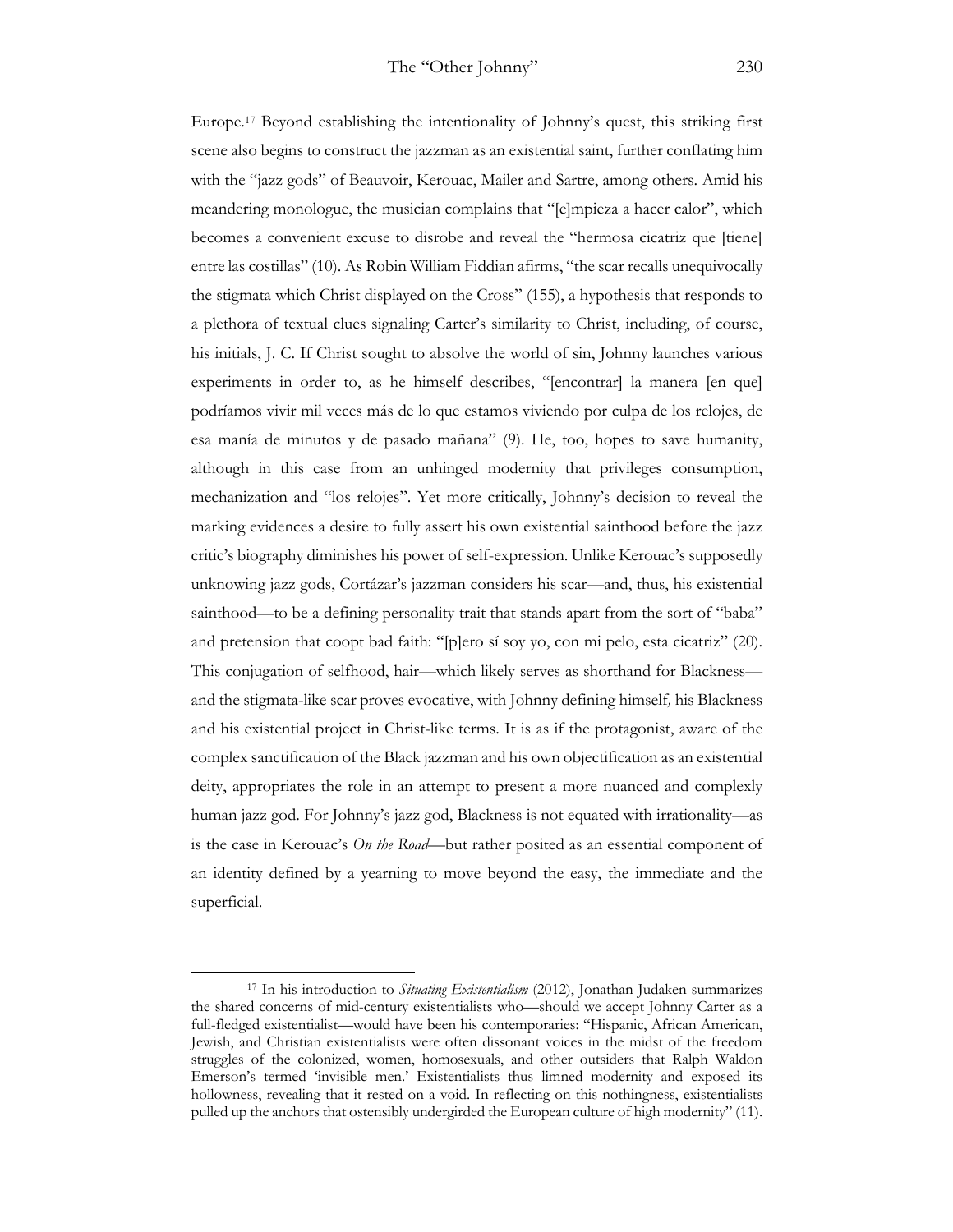Europe.[17] Beyond establishing the intentionality of Johnny's quest, this striking first scene also begins to construct the jazzman as an existential saint, further conflating him with the "jazz gods" of Beauvoir, Kerouac, Mailer and Sartre, among others. Amid his meandering monologue, the musician complains that "[e]mpieza a hacer calor", which becomes a convenient excuse to disrobe and reveal the "hermosa cicatriz que [tiene] entre las costillas" (10). As Robin William Fiddian afirms, "the scar recalls unequivocally the stigmata which Christ displayed on the Cross" (155), a hypothesis that responds to a plethora of textual clues signaling Carter's similarity to Christ, including, of course, his initials, J. C. If Christ sought to absolve the world of sin, Johnny launches various experiments in order to, as he himself describes, "[encontrar] la manera [en que] podríamos vivir mil veces más de lo que estamos viviendo por culpa de los relojes, de esa manía de minutos y de pasado mañana" (9). He, too, hopes to save humanity, although in this case from an unhinged modernity that privileges consumption, mechanization and "los relojes". Yet more critically, Johnny's decision to reveal the marking evidences a desire to fully assert his own existential sainthood before the jazz critic's biography diminishes his power of self-expression. Unlike Kerouac's supposedly unknowing jazz gods, Cortázar's jazzman considers his scar—and, thus, his existential sainthood—to be a defining personality trait that stands apart from the sort of "baba" and pretension that coopt bad faith: "[p]ero sí soy yo, con mi pelo, esta cicatriz" (20). This conjugation of selfhood, hair—which likely serves as shorthand for Blackness—and the stigmata-like scar proves evocative, with Johnny defining himself*,* his Blackness and his existential project in Christ-like terms. It is as if the protagonist, aware of the complex sanctification of the Black jazzman and his own objectification as an existential deity, appropriates the role in an attempt to present a more nuanced and complexly human jazz god. For Johnny's jazz god, Blackness is not equated with irrationality—as is the case in Kerouac's *On the Road*—but rather posited as an essential component of an identity defined by a yearning to move beyond the easy, the immediate and the superficial.

---

[17] In his introduction to *Situating Existentialism* (2012), Jonathan Judaken summarizes the shared concerns of mid-century existentialists who—should we accept Johnny Carter as a full-fledged existentialist—would have been his contemporaries: "Hispanic, African American, Jewish, and Christian existentialists were often dissonant voices in the midst of the freedom struggles of the colonized, women, homosexuals, and other outsiders that Ralph Waldon Emerson's termed 'invisible men.' Existentialists thus limned modernity and exposed its hollowness, revealing that it rested on a void. In reflecting on this nothingness, existentialists pulled up the anchors that ostensibly undergirded the European culture of high modernity" (11).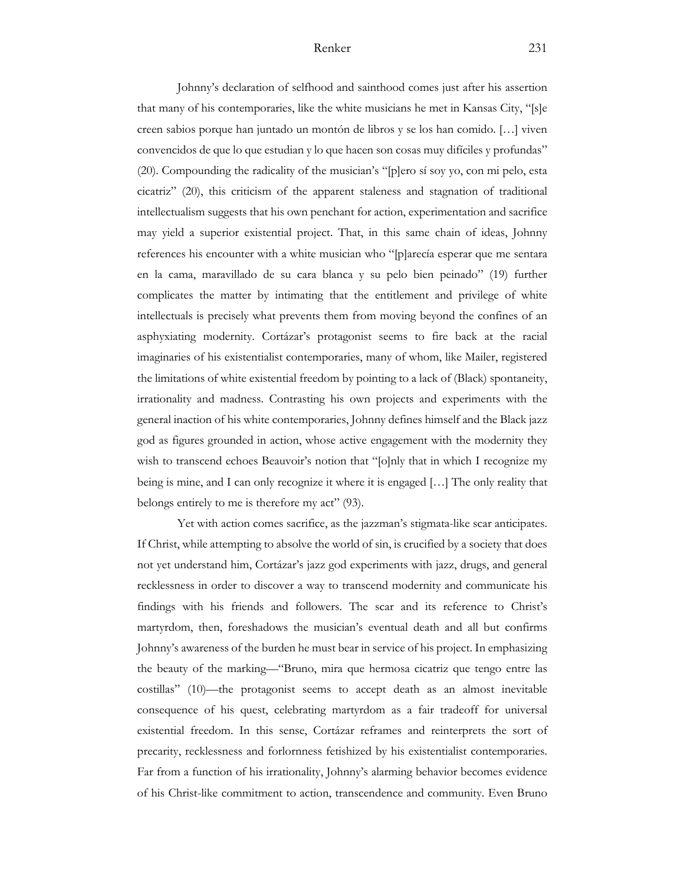Johnny's declaration of selfhood and sainthood comes just after his assertion that many of his contemporaries, like the white musicians he met in Kansas City, "[s]e creen sabios porque han juntado un montón de libros y se los han comido. […] viven convencidos de que lo que estudian y lo que hacen son cosas muy difíciles y profundas" (20). Compounding the radicality of the musician's "[p]ero sí soy yo, con mi pelo, esta cicatriz" (20), this criticism of the apparent staleness and stagnation of traditional intellectualism suggests that his own penchant for action, experimentation and sacrifice may yield a superior existential project. That, in this same chain of ideas, Johnny references his encounter with a white musician who "[p]arecía esperar que me sentara en la cama, maravillado de su cara blanca y su pelo bien peinado" (19) further complicates the matter by intimating that the entitlement and privilege of white intellectuals is precisely what prevents them from moving beyond the confines of an asphyxiating modernity. Cortázar's protagonist seems to fire back at the racial imaginaries of his existentialist contemporaries, many of whom, like Mailer, registered the limitations of white existential freedom by pointing to a lack of (Black) spontaneity, irrationality and madness. Contrasting his own projects and experiments with the general inaction of his white contemporaries, Johnny defines himself and the Black jazz god as figures grounded in action, whose active engagement with the modernity they wish to transcend echoes Beauvoir's notion that "[o]nly that in which I recognize my being is mine, and I can only recognize it where it is engaged […] The only reality that belongs entirely to me is therefore my act" (93).

Yet with action comes sacrifice, as the jazzman's stigmata-like scar anticipates. If Christ, while attempting to absolve the world of sin, is crucified by a society that does not yet understand him, Cortázar's jazz god experiments with jazz, drugs, and general recklessness in order to discover a way to transcend modernity and communicate his findings with his friends and followers. The scar and its reference to Christ's martyrdom, then, foreshadows the musician's eventual death and all but confirms Johnny's awareness of the burden he must bear in service of his project. In emphasizing the beauty of the marking—"Bruno, mira que hermosa cicatriz que tengo entre las costillas" (10)—the protagonist seems to accept death as an almost inevitable consequence of his quest, celebrating martyrdom as a fair tradeoff for universal existential freedom. In this sense, Cortázar reframes and reinterprets the sort of precarity, recklessness and forlornness fetishized by his existentialist contemporaries. Far from a function of his irrationality, Johnny's alarming behavior becomes evidence of his Christ-like commitment to action, transcendence and community. Even Bruno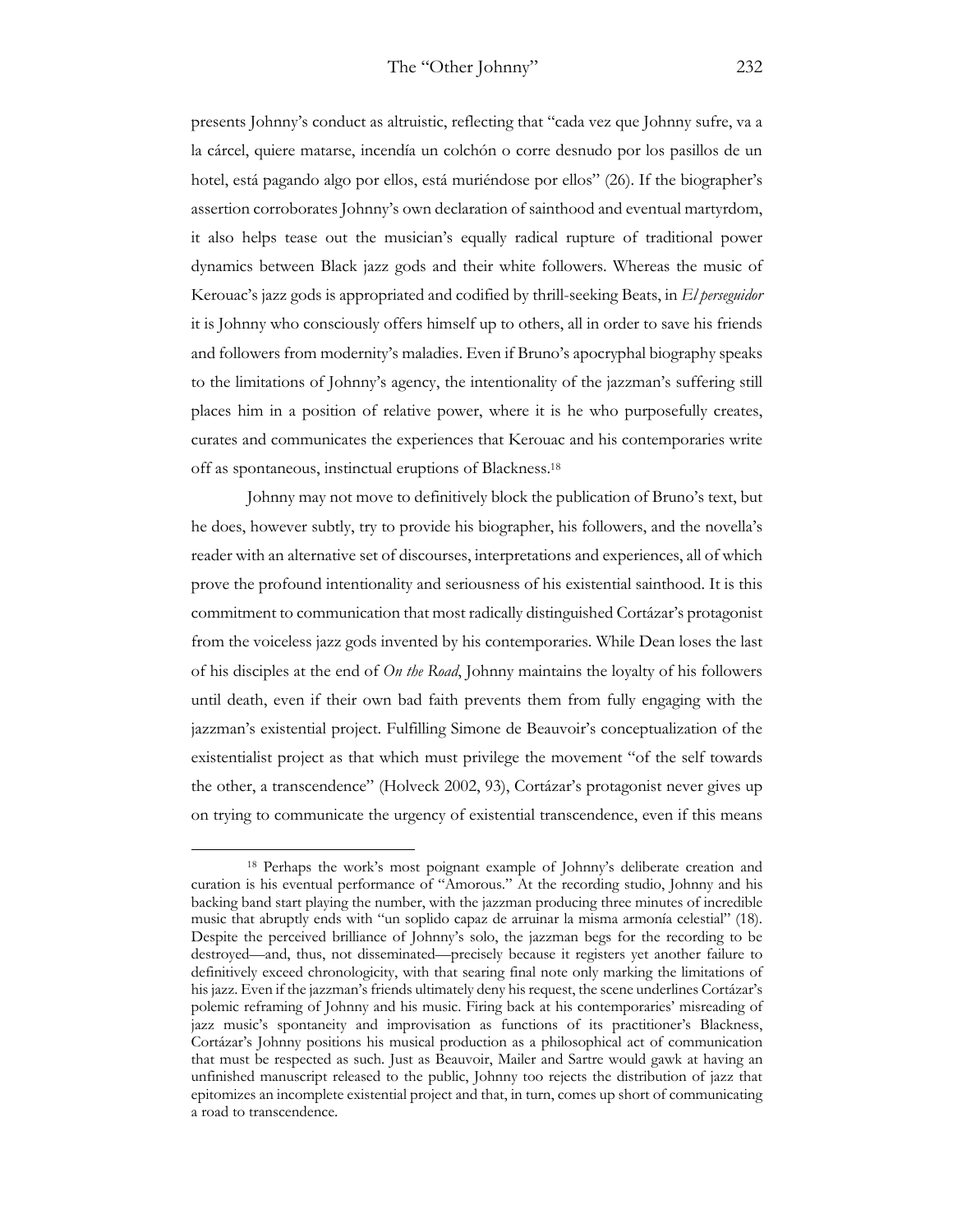presents Johnny's conduct as altruistic, reflecting that "cada vez que Johnny sufre, va a la cárcel, quiere matarse, incendía un colchón o corre desnudo por los pasillos de un hotel, está pagando algo por ellos, está muriéndose por ellos" (26). If the biographer's assertion corroborates Johnny's own declaration of sainthood and eventual martyrdom, it also helps tease out the musician's equally radical rupture of traditional power dynamics between Black jazz gods and their white followers. Whereas the music of Kerouac's jazz gods is appropriated and codified by thrill-seeking Beats, in *El perseguidor* it is Johnny who consciously offers himself up to others, all in order to save his friends and followers from modernity's maladies. Even if Bruno's apocryphal biography speaks to the limitations of Johnny's agency, the intentionality of the jazzman's suffering still places him in a position of relative power, where it is he who purposefully creates, curates and communicates the experiences that Kerouac and his contemporaries write off as spontaneous, instinctual eruptions of Blackness.[18]

Johnny may not move to definitively block the publication of Bruno's text, but he does, however subtly, try to provide his biographer, his followers, and the novella's reader with an alternative set of discourses, interpretations and experiences, all of which prove the profound intentionality and seriousness of his existential sainthood. It is this commitment to communication that most radically distinguished Cortázar's protagonist from the voiceless jazz gods invented by his contemporaries. While Dean loses the last of his disciples at the end of *On the Road*, Johnny maintains the loyalty of his followers until death, even if their own bad faith prevents them from fully engaging with the jazzman's existential project. Fulfilling Simone de Beauvoir's conceptualization of the existentialist project as that which must privilege the movement "of the self towards the other, a transcendence" (Holveck 2002, 93), Cortázar's protagonist never gives up on trying to communicate the urgency of existential transcendence, even if this means

---

[18] Perhaps the work's most poignant example of Johnny's deliberate creation and curation is his eventual performance of "Amorous." At the recording studio, Johnny and his backing band start playing the number, with the jazzman producing three minutes of incredible music that abruptly ends with "un soplido capaz de arruinar la misma armonía celestial" (18). Despite the perceived brilliance of Johnny's solo, the jazzman begs for the recording to be destroyed—and, thus, not disseminated—precisely because it registers yet another failure to definitively exceed chronologicity, with that searing final note only marking the limitations of his jazz. Even if the jazzman's friends ultimately deny his request, the scene underlines Cortázar's polemic reframing of Johnny and his music. Firing back at his contemporaries' misreading of jazz music's spontaneity and improvisation as functions of its practitioner's Blackness, Cortázar's Johnny positions his musical production as a philosophical act of communication that must be respected as such. Just as Beauvoir, Mailer and Sartre would gawk at having an unfinished manuscript released to the public, Johnny too rejects the distribution of jazz that epitomizes an incomplete existential project and that, in turn, comes up short of communicating a road to transcendence.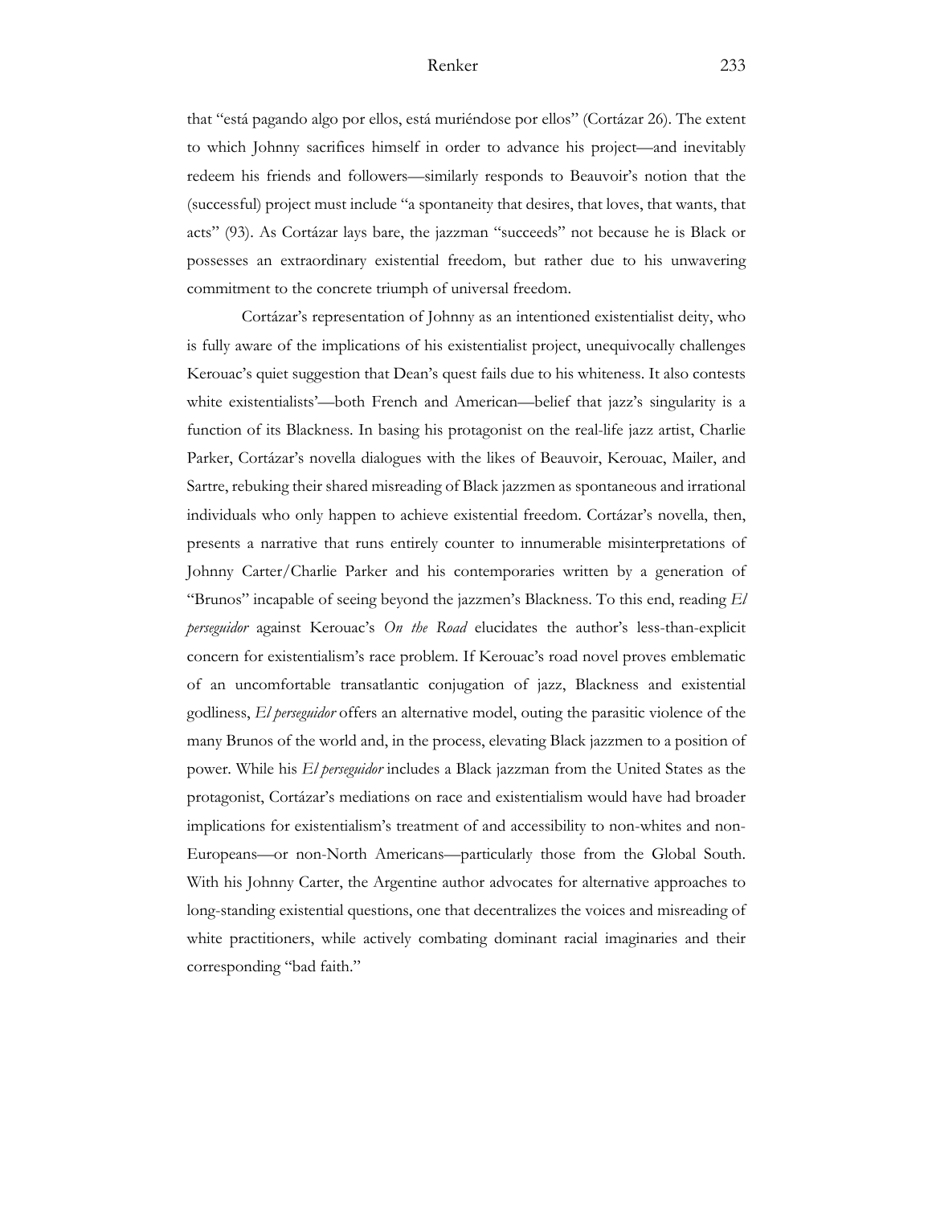that "está pagando algo por ellos, está muriéndose por ellos" (Cortázar 26). The extent to which Johnny sacrifices himself in order to advance his project—and inevitably redeem his friends and followers—similarly responds to Beauvoir's notion that the (successful) project must include "a spontaneity that desires, that loves, that wants, that acts" (93). As Cortázar lays bare, the jazzman "succeeds" not because he is Black or possesses an extraordinary existential freedom, but rather due to his unwavering commitment to the concrete triumph of universal freedom.

Cortázar's representation of Johnny as an intentioned existentialist deity, who is fully aware of the implications of his existentialist project, unequivocally challenges Kerouac's quiet suggestion that Dean's quest fails due to his whiteness. It also contests white existentialists'—both French and American—belief that jazz's singularity is a function of its Blackness. In basing his protagonist on the real-life jazz artist, Charlie Parker, Cortázar's novella dialogues with the likes of Beauvoir, Kerouac, Mailer, and Sartre, rebuking their shared misreading of Black jazzmen as spontaneous and irrational individuals who only happen to achieve existential freedom. Cortázar's novella, then, presents a narrative that runs entirely counter to innumerable misinterpretations of Johnny Carter/Charlie Parker and his contemporaries written by a generation of "Brunos" incapable of seeing beyond the jazzmen's Blackness. To this end, reading *El perseguidor* against Kerouac's *On the Road* elucidates the author's less-than-explicit concern for existentialism's race problem. If Kerouac's road novel proves emblematic of an uncomfortable transatlantic conjugation of jazz, Blackness and existential godliness, *El perseguidor* offers an alternative model, outing the parasitic violence of the many Brunos of the world and, in the process, elevating Black jazzmen to a position of power. While his *El perseguidor* includes a Black jazzman from the United States as the protagonist, Cortázar's mediations on race and existentialism would have had broader implications for existentialism's treatment of and accessibility to non-whites and non-Europeans—or non-North Americans—particularly those from the Global South. With his Johnny Carter, the Argentine author advocates for alternative approaches to long-standing existential questions, one that decentralizes the voices and misreading of white practitioners, while actively combating dominant racial imaginaries and their corresponding "bad faith."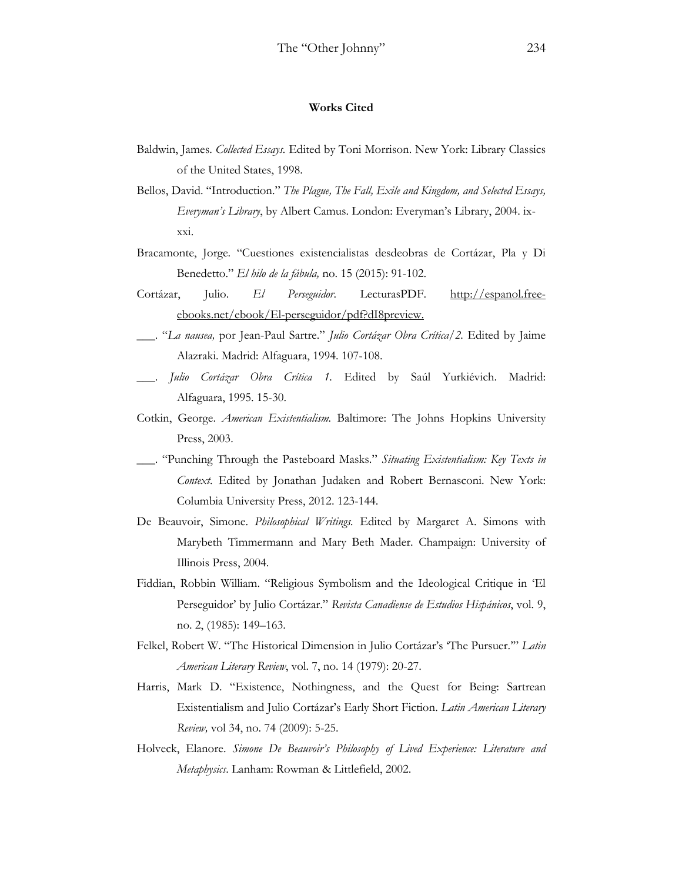**Works Cited**

Baldwin, James. *Collected Essays.* Edited by Toni Morrison. New York: Library Classics of the United States, 1998.

Bellos, David. "Introduction." *The Plague, The Fall, Exile and Kingdom, and Selected Essays, Everyman's Library*, by Albert Camus. London: Everyman's Library, 2004. ix-xxi.

Bracamonte, Jorge. "Cuestiones existencialistas desdeobras de Cortázar, Pla y Di Benedetto." *El hilo de la fábula,* no. 15 (2015): 91-102.

Cortázar, Julio. *El Perseguidor*. LecturasPDF. http://espanol.free-ebooks.net/ebook/El-perseguidor/pdf?dI8preview.

___. "*La nausea,* por Jean-Paul Sartre." *Julio Cortázar Obra Crítica/2.* Edited by Jaime Alazraki. Madrid: Alfaguara, 1994. 107-108.

___. *Julio Cortázar Obra Crítica 1*. Edited by Saúl Yurkiévich. Madrid: Alfaguara, 1995. 15-30.

Cotkin, George. *American Existentialism.* Baltimore: The Johns Hopkins University Press, 2003.

___. "Punching Through the Pasteboard Masks." *Situating Existentialism: Key Texts in Context*. Edited by Jonathan Judaken and Robert Bernasconi. New York: Columbia University Press, 2012. 123-144.

De Beauvoir, Simone. *Philosophical Writings.* Edited by Margaret A. Simons with Marybeth Timmermann and Mary Beth Mader. Champaign: University of Illinois Press, 2004.

Fiddian, Robbin William. "Religious Symbolism and the Ideological Critique in 'El Perseguidor' by Julio Cortázar." *Revista Canadiense de Estudios Hispánicos*, vol. 9, no. 2, (1985): 149–163.

Felkel, Robert W. "The Historical Dimension in Julio Cortázar's 'The Pursuer.'" *Latin American Literary Review*, vol. 7, no. 14 (1979): 20-27.

Harris, Mark D. "Existence, Nothingness, and the Quest for Being: Sartrean Existentialism and Julio Cortázar's Early Short Fiction. *Latin American Literary Review,* vol 34, no. 74 (2009): 5-25.

Holveck, Elanore. *Simone De Beauvoir's Philosophy of Lived Experience: Literature and Metaphysics*. Lanham: Rowman & Littlefield, 2002.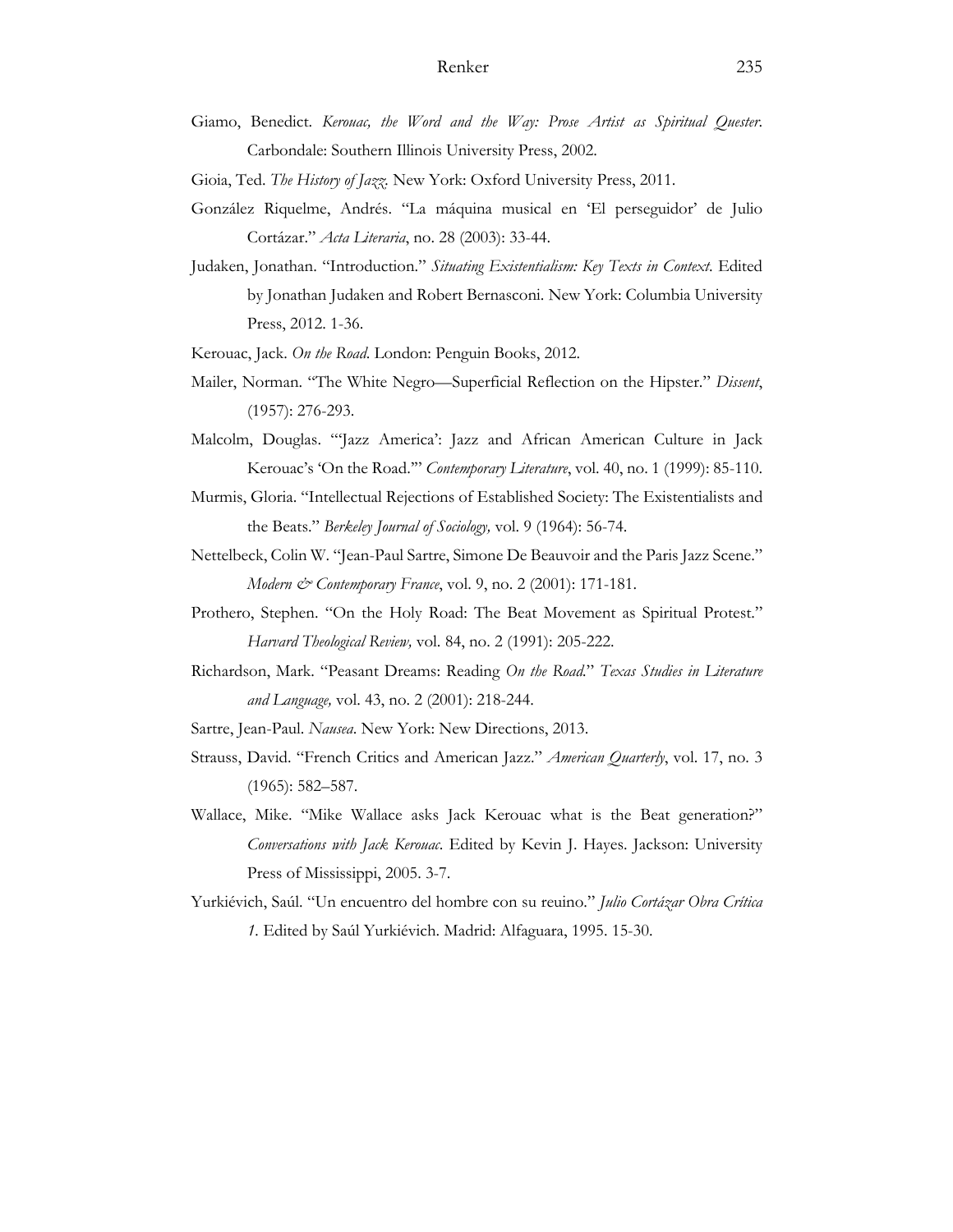Giamo, Benedict. *Kerouac, the Word and the Way: Prose Artist as Spiritual Quester*. Carbondale: Southern Illinois University Press, 2002.

Gioia, Ted. *The History of Jazz.* New York: Oxford University Press, 2011.

González Riquelme, Andrés. "La máquina musical en 'El perseguidor' de Julio Cortázar." *Acta Literaria*, no. 28 (2003): 33-44.

Judaken, Jonathan. "Introduction." *Situating Existentialism: Key Texts in Context*. Edited by Jonathan Judaken and Robert Bernasconi. New York: Columbia University Press, 2012. 1-36.

Kerouac, Jack. *On the Road*. London: Penguin Books, 2012.

Mailer, Norman. "The White Negro—Superficial Reflection on the Hipster." *Dissent*, (1957): 276-293.

Malcolm, Douglas. "'Jazz America': Jazz and African American Culture in Jack Kerouac's 'On the Road.'" *Contemporary Literature*, vol. 40, no. 1 (1999): 85-110.

Murmis, Gloria. "Intellectual Rejections of Established Society: The Existentialists and the Beats." *Berkeley Journal of Sociology,* vol. 9 (1964): 56-74.

Nettelbeck, Colin W. "Jean-Paul Sartre, Simone De Beauvoir and the Paris Jazz Scene." *Modern & Contemporary France*, vol. 9, no. 2 (2001): 171-181.

Prothero, Stephen. "On the Holy Road: The Beat Movement as Spiritual Protest." *Harvard Theological Review,* vol. 84, no. 2 (1991): 205-222.

Richardson, Mark. "Peasant Dreams: Reading *On the Road*." *Texas Studies in Literature and Language,* vol. 43, no. 2 (2001): 218-244.

Sartre, Jean-Paul. *Nausea*. New York: New Directions, 2013.

Strauss, David. "French Critics and American Jazz." *American Quarterly*, vol. 17, no. 3 (1965): 582–587.

Wallace, Mike. "Mike Wallace asks Jack Kerouac what is the Beat generation?" *Conversations with Jack Kerouac*. Edited by Kevin J. Hayes. Jackson: University Press of Mississippi, 2005. 3-7.

Yurkiévich, Saúl. "Un encuentro del hombre con su reuino." *Julio Cortázar Obra Crítica 1*. Edited by Saúl Yurkiévich. Madrid: Alfaguara, 1995. 15-30.